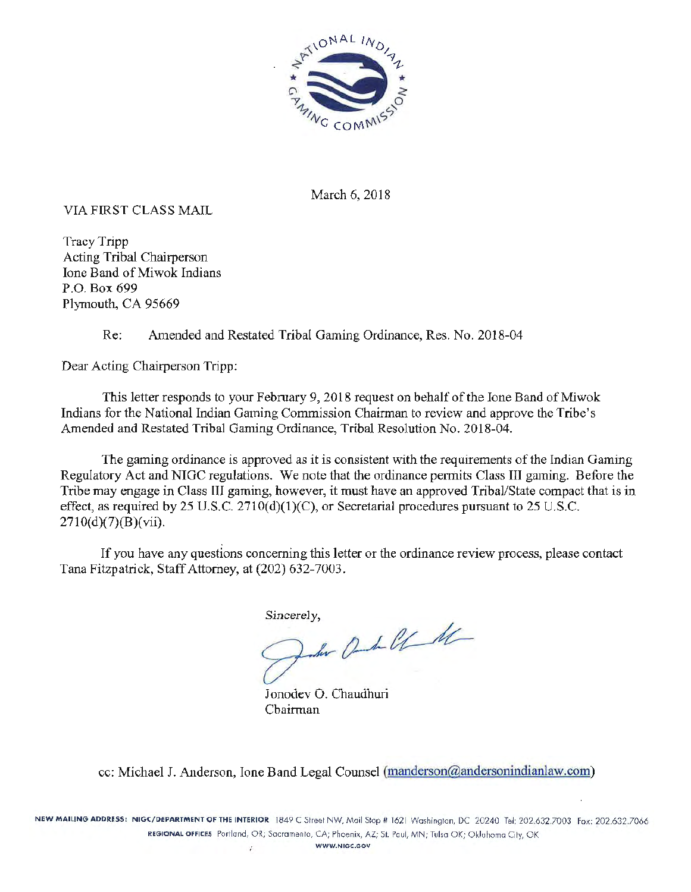March 6, 2018

VIA FIRST CLASS MAIL

Tracy Tripp
Acting Tribal Chairperson
Ione Band of Miwok Indians
P.O. Box 699
Plymouth, CA 95669

Re: Amended and Restated Tribal Gaming Ordinance, Res. No. 2018-04

Dear Acting Chairperson Tripp:

This letter responds to your February 9, 2018 request on behalf of the Ione Band of Miwok Indians for the National Indian Gaming Commission Chairman to review and approve the Tribe's Amended and Restated Tribal Gaming Ordinance, Tribal Resolution No. 2018-04.

The gaming ordinance is approved as it is consistent with the requirements of the Indian Gaming Regulatory Act and NIGC regulations. We note that the ordinance permits Class III gaming. Before the Tribe may engage in Class III gaming, however, it must have an approved Tribal/State compact that is in effect, as required by 25 U.S.C. 2710(d)(1)(C), or Secretarial procedures pursuant to 25 U.S.C. 2710(d)(7)(B)(vii).

If you have any questions concerning this letter or the ordinance review process, please contact Tana Fitzpatrick, Staff Attorney, at (202) 632-7003.

Sincerely,

Jonodev O. Chaudhuri
Chairman

cc: Michael J. Anderson, Ione Band Legal Counsel (manderson@andersonindianlaw.com)

NEW MAILING ADDRESS: NIGC/DEPARTMENT OF THE INTERIOR 1849 C Street NW, Mail Stop # 1621 Washington, DC 20240 Tel: 202.632.7003 Fax: 202.632.7066
REGIONAL OFFICES Portland, OR; Sacramento, CA; Phoenix, AZ; St. Paul, MN; Tulsa OK; Oklahoma City, OK
WWW.NIGC.GOV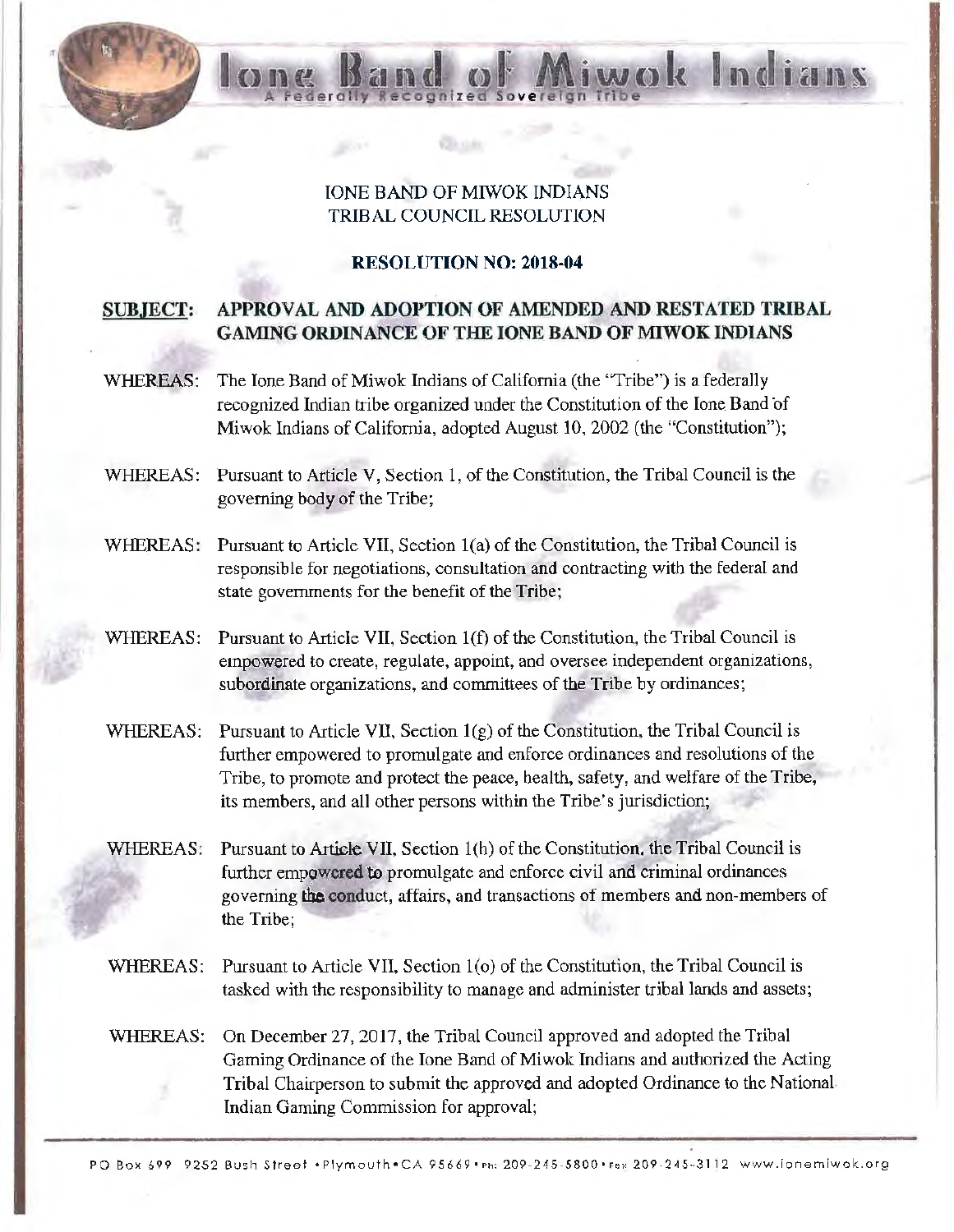# IONE BAND OF MIWOK INDIANS
# TRIBAL COUNCIL RESOLUTION

## RESOLUTION NO: 2018-04

**SUBJECT: APPROVAL AND ADOPTION OF AMENDED AND RESTATED TRIBAL GAMING ORDINANCE OF THE IONE BAND OF MIWOK INDIANS**

WHEREAS: The Ione Band of Miwok Indians of California (the "Tribe") is a federally recognized Indian tribe organized under the Constitution of the Ione Band of Miwok Indians of California, adopted August 10, 2002 (the "Constitution");

WHEREAS: Pursuant to Article V, Section 1, of the Constitution, the Tribal Council is the governing body of the Tribe;

WHEREAS: Pursuant to Article VII, Section 1(a) of the Constitution, the Tribal Council is responsible for negotiations, consultation and contracting with the federal and state governments for the benefit of the Tribe;

WHEREAS: Pursuant to Article VII, Section 1(f) of the Constitution, the Tribal Council is empowered to create, regulate, appoint, and oversee independent organizations, subordinate organizations, and committees of the Tribe by ordinances;

WHEREAS: Pursuant to Article VII, Section 1(g) of the Constitution, the Tribal Council is further empowered to promulgate and enforce ordinances and resolutions of the Tribe, to promote and protect the peace, health, safety, and welfare of the Tribe, its members, and all other persons within the Tribe's jurisdiction;

WHEREAS: Pursuant to Article VII, Section 1(h) of the Constitution, the Tribal Council is further empowered to promulgate and enforce civil and criminal ordinances governing the conduct, affairs, and transactions of members and non-members of the Tribe;

WHEREAS: Pursuant to Article VII, Section 1(o) of the Constitution, the Tribal Council is tasked with the responsibility to manage and administer tribal lands and assets;

WHEREAS: On December 27, 2017, the Tribal Council approved and adopted the Tribal Gaming Ordinance of the Ione Band of Miwok Indians and authorized the Acting Tribal Chairperson to submit the approved and adopted Ordinance to the National Indian Gaming Commission for approval;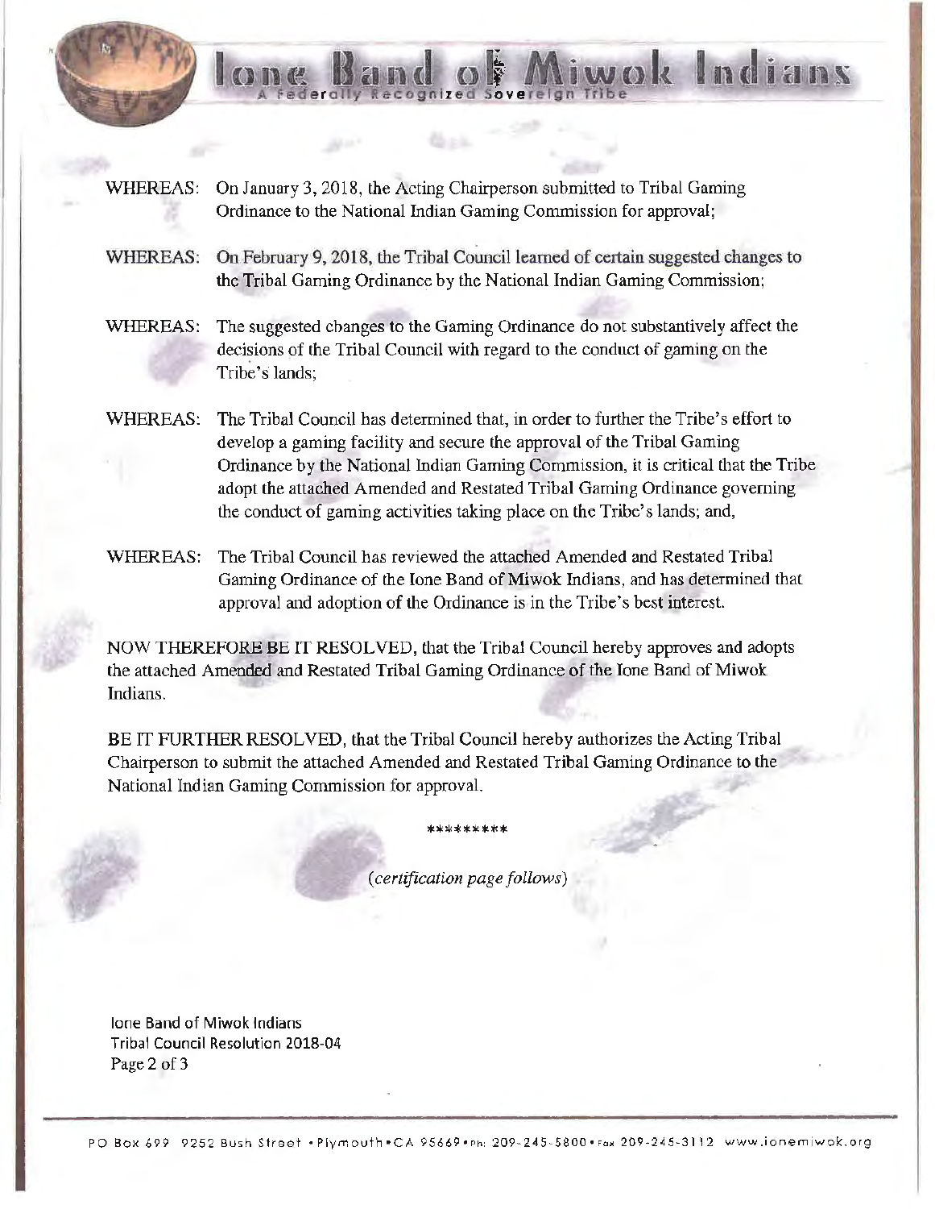WHEREAS: On January 3, 2018, the Acting Chairperson submitted to Tribal Gaming Ordinance to the National Indian Gaming Commission for approval;

WHEREAS: On February 9, 2018, the Tribal Council learned of certain suggested changes to the Tribal Gaming Ordinance by the National Indian Gaming Commission;

WHEREAS: The suggested changes to the Gaming Ordinance do not substantively affect the decisions of the Tribal Council with regard to the conduct of gaming on the Tribe's lands;

WHEREAS: The Tribal Council has determined that, in order to further the Tribe's effort to develop a gaming facility and secure the approval of the Tribal Gaming Ordinance by the National Indian Gaming Commission, it is critical that the Tribe adopt the attached Amended and Restated Tribal Gaming Ordinance governing the conduct of gaming activities taking place on the Tribe's lands; and,

WHEREAS: The Tribal Council has reviewed the attached Amended and Restated Tribal Gaming Ordinance of the Ione Band of Miwok Indians, and has determined that approval and adoption of the Ordinance is in the Tribe's best interest.

NOW THEREFORE BE IT RESOLVED, that the Tribal Council hereby approves and adopts the attached Amended and Restated Tribal Gaming Ordinance of the Ione Band of Miwok Indians.

BE IT FURTHER RESOLVED, that the Tribal Council hereby authorizes the Acting Tribal Chairperson to submit the attached Amended and Restated Tribal Gaming Ordinance to the National Indian Gaming Commission for approval.

*********

*(certification page follows)*

Ione Band of Miwok Indians
Tribal Council Resolution 2018-04
Page 2 of 3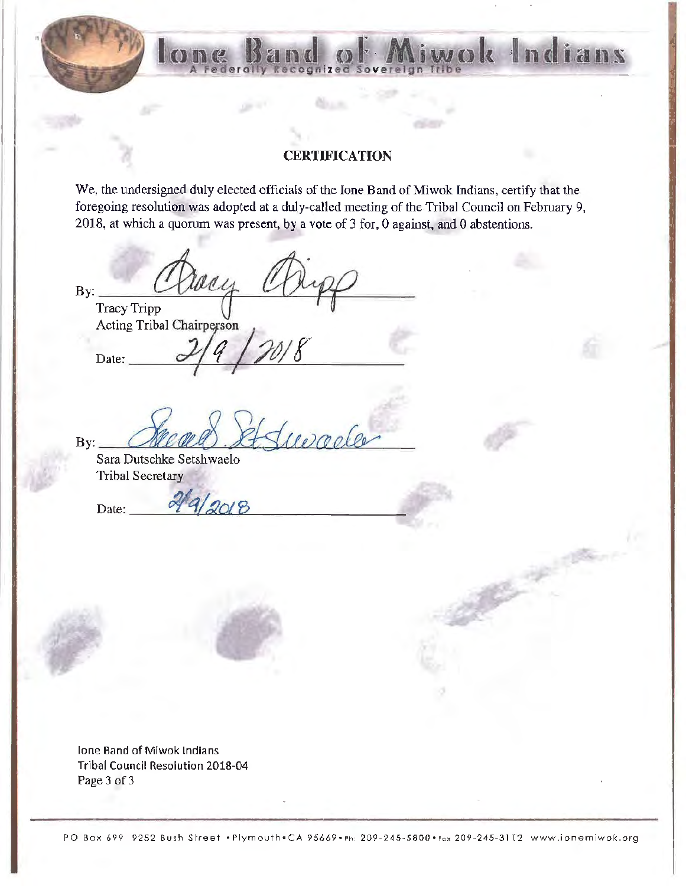# CERTIFICATION

We, the undersigned duly elected officials of the Ione Band of Miwok Indians, certify that the foregoing resolution was adopted at a duly-called meeting of the Tribal Council on February 9, 2018, at which a quorum was present, by a vote of 3 for, 0 against, and 0 abstentions.

By: Tracy Tripp
Tracy Tripp
Acting Tribal Chairperson

Date: 2/9/2018

By: Sara D. Setshwaelo
Sara Dutschke Setshwaelo
Tribal Secretary

Date: 2/9/2018

Ione Band of Miwok Indians
Tribal Council Resolution 2018-04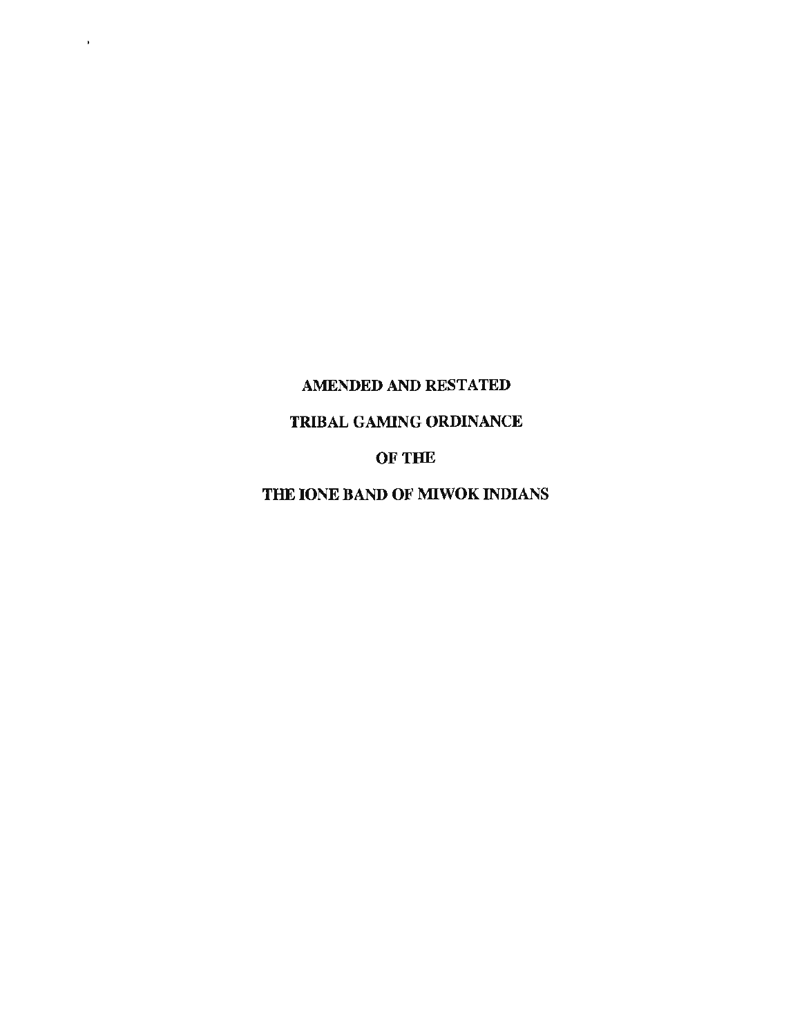# AMENDED AND RESTATED

# TRIBAL GAMING ORDINANCE

# OF THE

# THE IONE BAND OF MIWOK INDIANS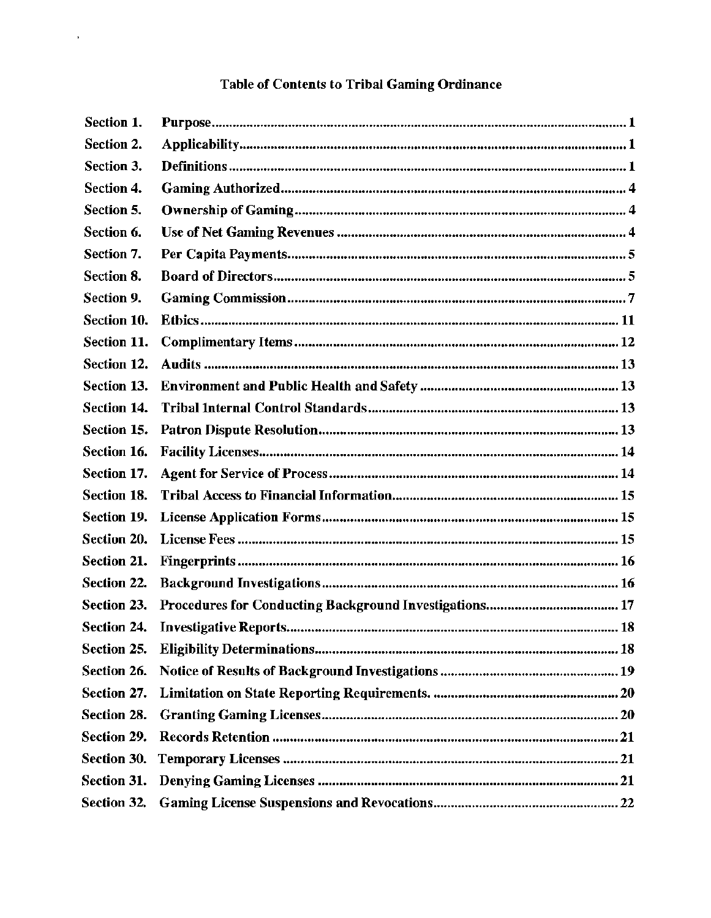## Table of Contents to Tribal Gaming Ordinance

| Section | Title | Page |
|---|---|---|
| Section 1. | Purpose | 1 |
| Section 2. | Applicability | 1 |
| Section 3. | Definitions | 1 |
| Section 4. | Gaming Authorized | 4 |
| Section 5. | Ownership of Gaming | 4 |
| Section 6. | Use of Net Gaming Revenues | 4 |
| Section 7. | Per Capita Payments | 5 |
| Section 8. | Board of Directors | 5 |
| Section 9. | Gaming Commission | 7 |
| Section 10. | Ethics | 11 |
| Section 11. | Complimentary Items | 12 |
| Section 12. | Audits | 13 |
| Section 13. | Environment and Public Health and Safety | 13 |
| Section 14. | Tribal Internal Control Standards | 13 |
| Section 15. | Patron Dispute Resolution | 13 |
| Section 16. | Facility Licenses | 14 |
| Section 17. | Agent for Service of Process | 14 |
| Section 18. | Tribal Access to Financial Information | 15 |
| Section 19. | License Application Forms | 15 |
| Section 20. | License Fees | 15 |
| Section 21. | Fingerprints | 16 |
| Section 22. | Background Investigations | 16 |
| Section 23. | Procedures for Conducting Background Investigations | 17 |
| Section 24. | Investigative Reports | 18 |
| Section 25. | Eligibility Determinations | 18 |
| Section 26. | Notice of Results of Background Investigations | 19 |
| Section 27. | Limitation on State Reporting Requirements. | 20 |
| Section 28. | Granting Gaming Licenses | 20 |
| Section 29. | Records Retention | 21 |
| Section 30. | Temporary Licenses | 21 |
| Section 31. | Denying Gaming Licenses | 21 |
| Section 32. | Gaming License Suspensions and Revocations | 22 |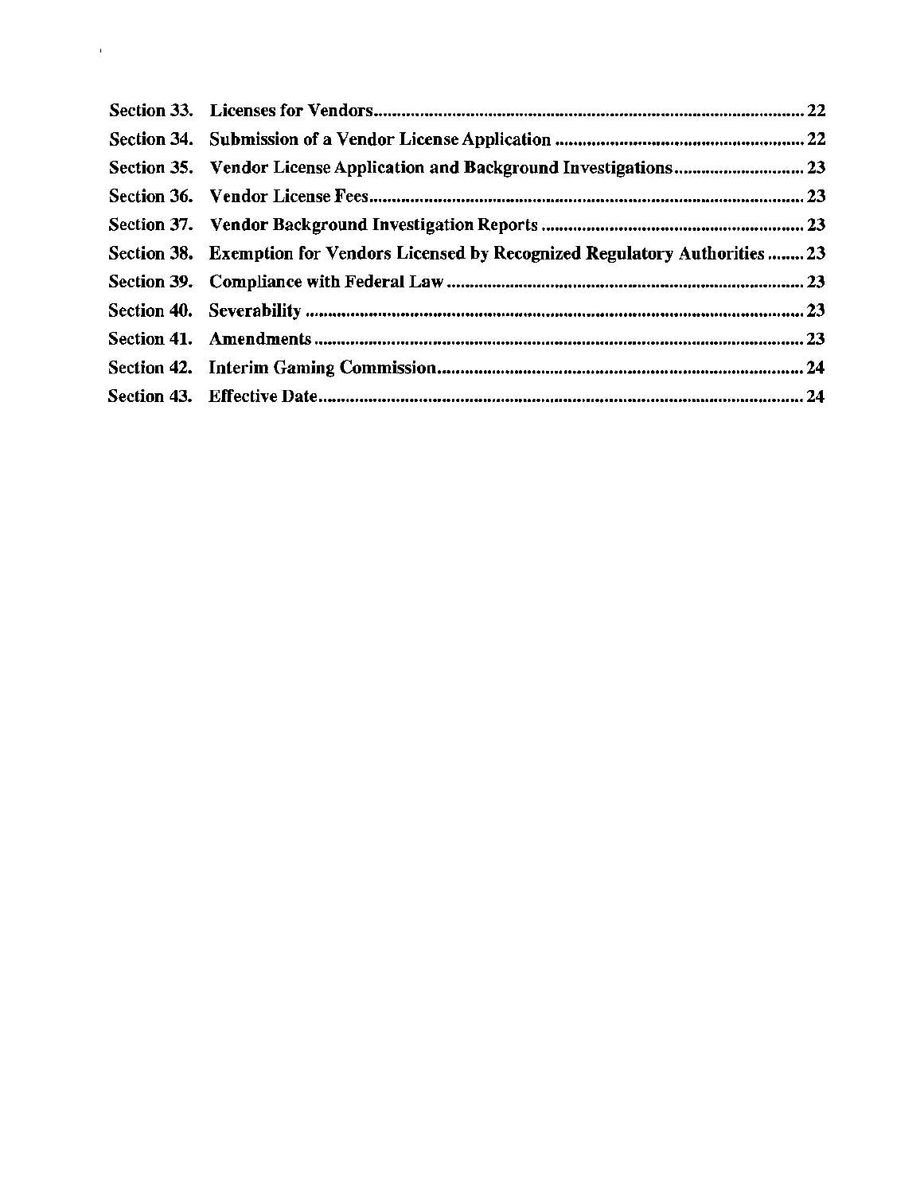| | | |
|---|---|---|
| **Section 33.** | **Licenses for Vendors** | **22** |
| **Section 34.** | **Submission of a Vendor License Application** | **22** |
| **Section 35.** | **Vendor License Application and Background Investigations** | **23** |
| **Section 36.** | **Vendor License Fees** | **23** |
| **Section 37.** | **Vendor Background Investigation Reports** | **23** |
| **Section 38.** | **Exemption for Vendors Licensed by Recognized Regulatory Authorities** | **23** |
| **Section 39.** | **Compliance with Federal Law** | **23** |
| **Section 40.** | **Severability** | **23** |
| **Section 41.** | **Amendments** | **23** |
| **Section 42.** | **Interim Gaming Commission** | **24** |
| **Section 43.** | **Effective Date** | **24** |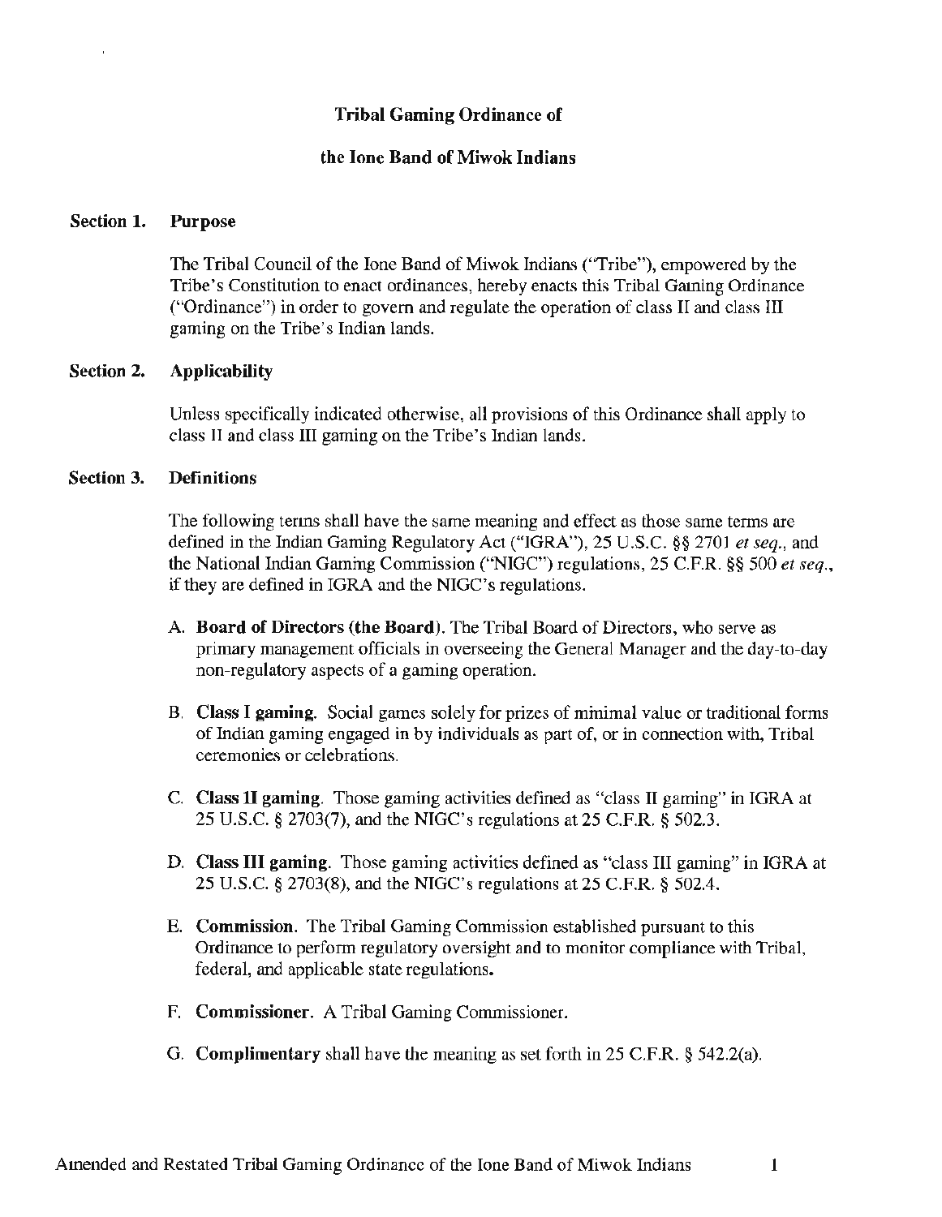**Tribal Gaming Ordinance of**

**the Ione Band of Miwok Indians**

**Section 1. Purpose**

The Tribal Council of the Ione Band of Miwok Indians ("Tribe"), empowered by the Tribe's Constitution to enact ordinances, hereby enacts this Tribal Gaming Ordinance ("Ordinance") in order to govern and regulate the operation of class II and class III gaming on the Tribe's Indian lands.

**Section 2. Applicability**

Unless specifically indicated otherwise, all provisions of this Ordinance shall apply to class II and class III gaming on the Tribe's Indian lands.

**Section 3. Definitions**

The following terms shall have the same meaning and effect as those same terms are defined in the Indian Gaming Regulatory Act ("IGRA"), 25 U.S.C. §§ 2701 *et seq.*, and the National Indian Gaming Commission ("NIGC") regulations, 25 C.F.R. §§ 500 *et seq.*, if they are defined in IGRA and the NIGC's regulations.

A. **Board of Directors (the Board)**. The Tribal Board of Directors, who serve as primary management officials in overseeing the General Manager and the day-to-day non-regulatory aspects of a gaming operation.

B. **Class I gaming**. Social games solely for prizes of minimal value or traditional forms of Indian gaming engaged in by individuals as part of, or in connection with, Tribal ceremonies or celebrations.

C. **Class II gaming**. Those gaming activities defined as "class II gaming" in IGRA at 25 U.S.C. § 2703(7), and the NIGC's regulations at 25 C.F.R. § 502.3.

D. **Class III gaming**. Those gaming activities defined as "class III gaming" in IGRA at 25 U.S.C. § 2703(8), and the NIGC's regulations at 25 C.F.R. § 502.4.

E. **Commission**. The Tribal Gaming Commission established pursuant to this Ordinance to perform regulatory oversight and to monitor compliance with Tribal, federal, and applicable state regulations.

F. **Commissioner**. A Tribal Gaming Commissioner.

G. **Complimentary** shall have the meaning as set forth in 25 C.F.R. § 542.2(a).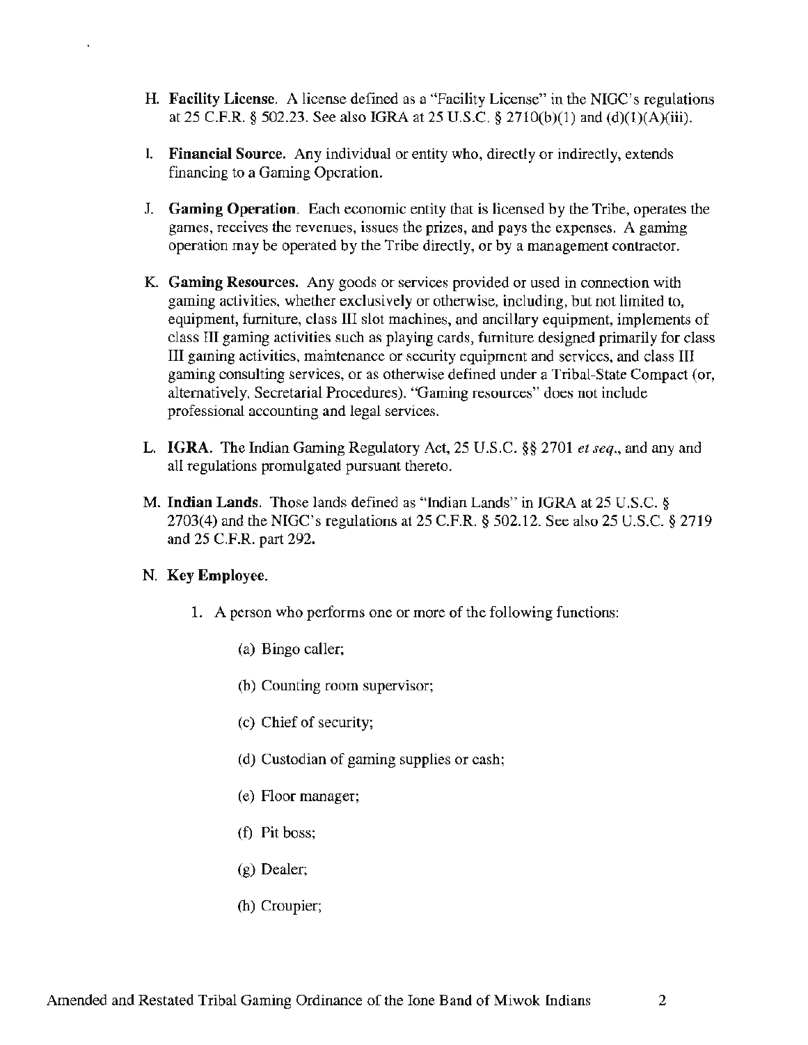H. **Facility License**. A license defined as a "Facility License" in the NIGC's regulations at 25 C.F.R. § 502.23. See also IGRA at 25 U.S.C. § 2710(b)(1) and (d)(1)(A)(iii).

I. **Financial Source.** Any individual or entity who, directly or indirectly, extends financing to a Gaming Operation.

J. **Gaming Operation**. Each economic entity that is licensed by the Tribe, operates the games, receives the revenues, issues the prizes, and pays the expenses. A gaming operation may be operated by the Tribe directly, or by a management contractor.

K. **Gaming Resources.** Any goods or services provided or used in connection with gaming activities, whether exclusively or otherwise, including, but not limited to, equipment, furniture, class III slot machines, and ancillary equipment, implements of class III gaming activities such as playing cards, furniture designed primarily for class III gaming activities, maintenance or security equipment and services, and class III gaming consulting services, or as otherwise defined under a Tribal-State Compact (or, alternatively, Secretarial Procedures). "Gaming resources" does not include professional accounting and legal services.

L. **IGRA.** The Indian Gaming Regulatory Act, 25 U.S.C. §§ 2701 *et seq.*, and any and all regulations promulgated pursuant thereto.

M. **Indian Lands**. Those lands defined as "Indian Lands" in IGRA at 25 U.S.C. § 2703(4) and the NIGC's regulations at 25 C.F.R. § 502.12. See also 25 U.S.C. § 2719 and 25 C.F.R. part 292.

N. **Key Employee.**

1. A person who performs one or more of the following functions:

   (a) Bingo caller;

   (b) Counting room supervisor;

   (c) Chief of security;

   (d) Custodian of gaming supplies or cash;

   (e) Floor manager;

   (f) Pit boss;

   (g) Dealer;

   (h) Croupier;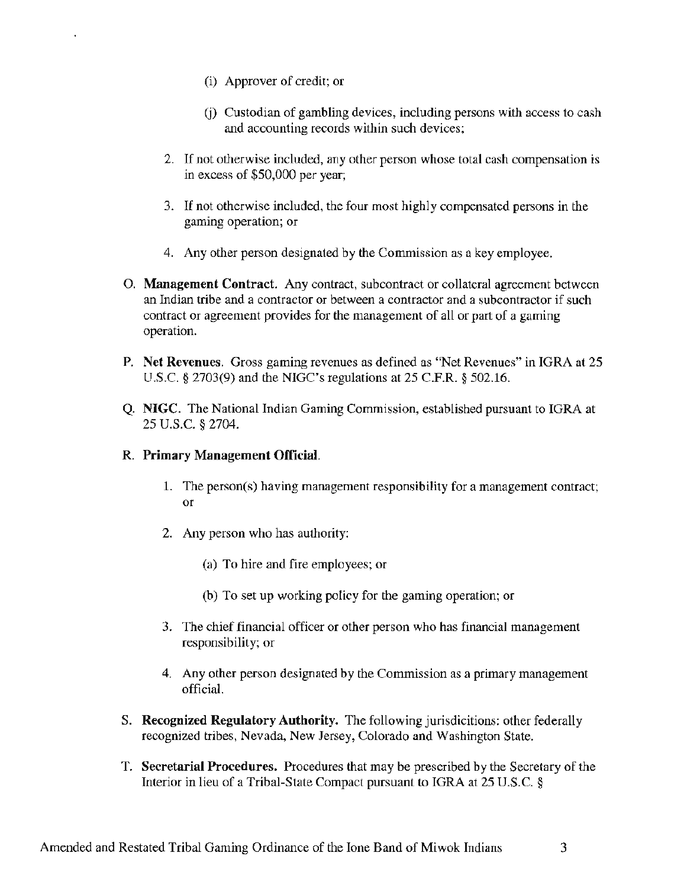(i) Approver of credit; or

(j) Custodian of gambling devices, including persons with access to cash and accounting records within such devices;

2. If not otherwise included, any other person whose total cash compensation is in excess of $50,000 per year;

3. If not otherwise included, the four most highly compensated persons in the gaming operation; or

4. Any other person designated by the Commission as a key employee.

O. **Management Contract.** Any contract, subcontract or collateral agreement between an Indian tribe and a contractor or between a contractor and a subcontractor if such contract or agreement provides for the management of all or part of a gaming operation.

P. **Net Revenues**. Gross gaming revenues as defined as "Net Revenues" in IGRA at 25 U.S.C. § 2703(9) and the NIGC's regulations at 25 C.F.R. § 502.16.

Q. **NIGC**. The National Indian Gaming Commission, established pursuant to IGRA at 25 U.S.C. § 2704.

R. **Primary Management Official**.

1. The person(s) having management responsibility for a management contract; or

2. Any person who has authority:

    (a) To hire and fire employees; or

    (b) To set up working policy for the gaming operation; or

3. The chief financial officer or other person who has financial management responsibility; or

4. Any other person designated by the Commission as a primary management official.

S. **Recognized Regulatory Authority.** The following jurisdicitions: other federally recognized tribes, Nevada, New Jersey, Colorado and Washington State.

T. **Secretarial Procedures.** Procedures that may be prescribed by the Secretary of the Interior in lieu of a Tribal-State Compact pursuant to IGRA at 25 U.S.C. §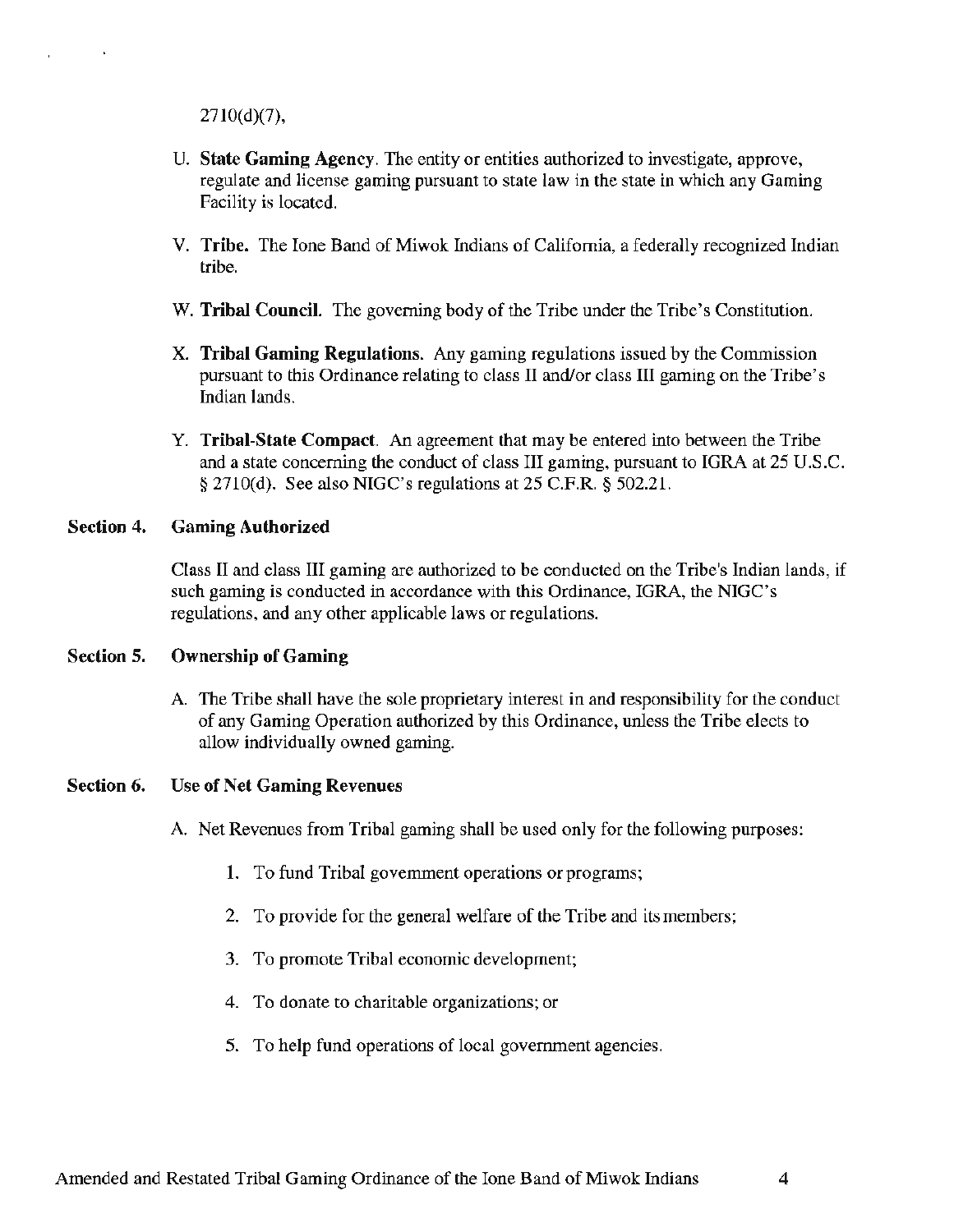2710(d)(7),

U. **State Gaming Agency**. The entity or entities authorized to investigate, approve, regulate and license gaming pursuant to state law in the state in which any Gaming Facility is located.

V. **Tribe.** The Ione Band of Miwok Indians of California, a federally recognized Indian tribe.

W. **Tribal Council.** The governing body of the Tribe under the Tribe's Constitution.

X. **Tribal Gaming Regulations.** Any gaming regulations issued by the Commission pursuant to this Ordinance relating to class II and/or class III gaming on the Tribe's Indian lands.

Y. **Tribal-State Compact**. An agreement that may be entered into between the Tribe and a state concerning the conduct of class III gaming, pursuant to IGRA at 25 U.S.C. § 2710(d). See also NIGC's regulations at 25 C.F.R. § 502.21.

## Section 4. Gaming Authorized

Class II and class III gaming are authorized to be conducted on the Tribe's Indian lands, if such gaming is conducted in accordance with this Ordinance, IGRA, the NIGC's regulations, and any other applicable laws or regulations.

## Section 5. Ownership of Gaming

A. The Tribe shall have the sole proprietary interest in and responsibility for the conduct of any Gaming Operation authorized by this Ordinance, unless the Tribe elects to allow individually owned gaming.

## Section 6. Use of Net Gaming Revenues

A. Net Revenues from Tribal gaming shall be used only for the following purposes:

1. To fund Tribal government operations or programs;
2. To provide for the general welfare of the Tribe and its members;
3. To promote Tribal economic development;
4. To donate to charitable organizations; or
5. To help fund operations of local government agencies.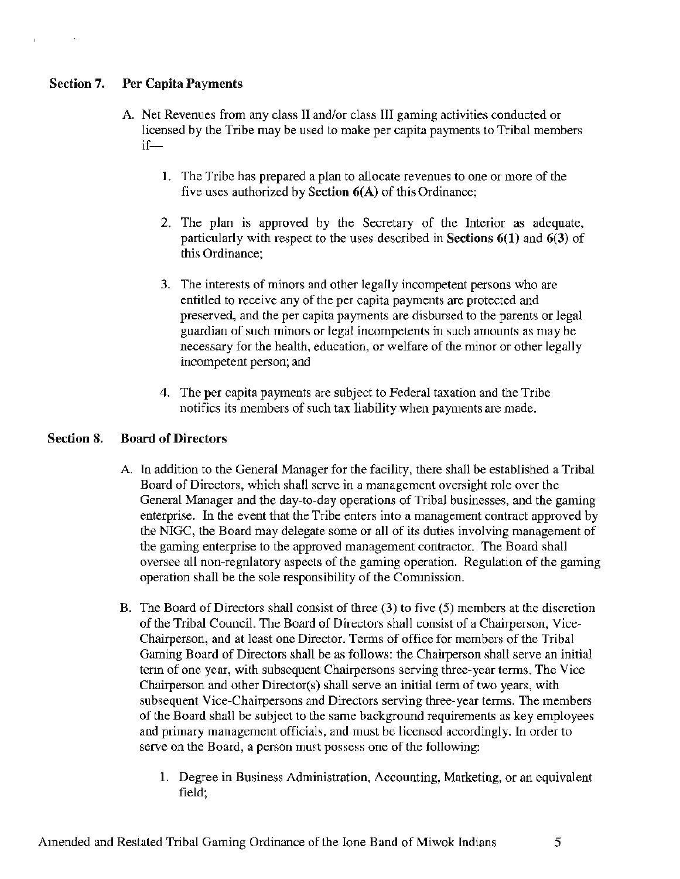## Section 7. Per Capita Payments

A. Net Revenues from any class II and/or class III gaming activities conducted or licensed by the Tribe may be used to make per capita payments to Tribal members if—

1. The Tribe has prepared a plan to allocate revenues to one or more of the five uses authorized by **Section 6(A)** of this Ordinance;

2. The plan is approved by the Secretary of the Interior as adequate, particularly with respect to the uses described in **Sections 6(1)** and **6(3)** of this Ordinance;

3. The interests of minors and other legally incompetent persons who are entitled to receive any of the per capita payments are protected and preserved, and the per capita payments are disbursed to the parents or legal guardian of such minors or legal incompetents in such amounts as may be necessary for the health, education, or welfare of the minor or other legally incompetent person; and

4. The per capita payments are subject to Federal taxation and the Tribe notifies its members of such tax liability when payments are made.

## Section 8. Board of Directors

A. In addition to the General Manager for the facility, there shall be established a Tribal Board of Directors, which shall serve in a management oversight role over the General Manager and the day-to-day operations of Tribal businesses, and the gaming enterprise. In the event that the Tribe enters into a management contract approved by the NIGC, the Board may delegate some or all of its duties involving management of the gaming enterprise to the approved management contractor. The Board shall oversee all non-regulatory aspects of the gaming operation. Regulation of the gaming operation shall be the sole responsibility of the Commission.

B. The Board of Directors shall consist of three (3) to five (5) members at the discretion of the Tribal Council. The Board of Directors shall consist of a Chairperson, Vice-Chairperson, and at least one Director. Terms of office for members of the Tribal Gaming Board of Directors shall be as follows: the Chairperson shall serve an initial term of one year, with subsequent Chairpersons serving three-year terms. The Vice Chairperson and other Director(s) shall serve an initial term of two years, with subsequent Vice-Chairpersons and Directors serving three-year terms. The members of the Board shall be subject to the same background requirements as key employees and primary management officials, and must be licensed accordingly. In order to serve on the Board, a person must possess one of the following:

1. Degree in Business Administration, Accounting, Marketing, or an equivalent field;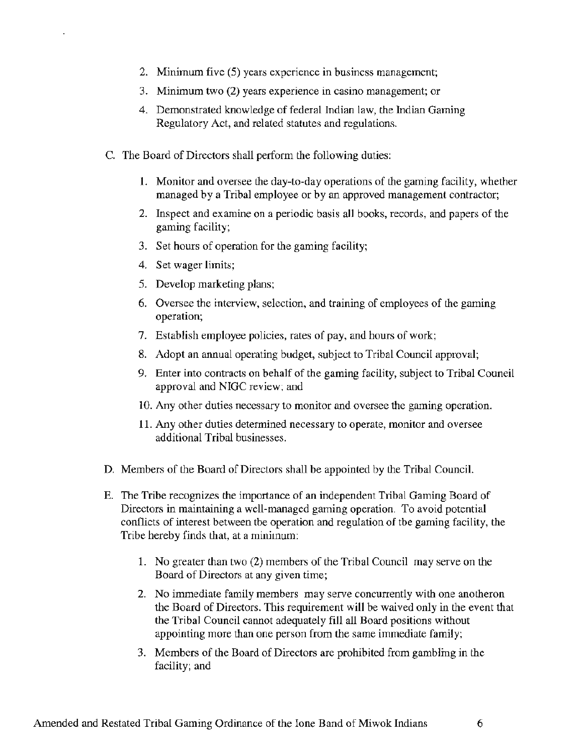2. Minimum five (5) years experience in business management;
3. Minimum two (2) years experience in casino management; or
4. Demonstrated knowledge of federal Indian law, the Indian Gaming Regulatory Act, and related statutes and regulations.

C. The Board of Directors shall perform the following duties:

1. Monitor and oversee the day-to-day operations of the gaming facility, whether managed by a Tribal employee or by an approved management contractor;
2. Inspect and examine on a periodic basis all books, records, and papers of the gaming facility;
3. Set hours of operation for the gaming facility;
4. Set wager limits;
5. Develop marketing plans;
6. Oversee the interview, selection, and training of employees of the gaming operation;
7. Establish employee policies, rates of pay, and hours of work;
8. Adopt an annual operating budget, subject to Tribal Council approval;
9. Enter into contracts on behalf of the gaming facility, subject to Tribal Council approval and NIGC review; and
10. Any other duties necessary to monitor and oversee the gaming operation.
11. Any other duties determined necessary to operate, monitor and oversee additional Tribal businesses.

D. Members of the Board of Directors shall be appointed by the Tribal Council.

E. The Tribe recognizes the importance of an independent Tribal Gaming Board of Directors in maintaining a well-managed gaming operation. To avoid potential conflicts of interest between the operation and regulation of the gaming facility, the Tribe hereby finds that, at a minimum:

1. No greater than two (2) members of the Tribal Council may serve on the Board of Directors at any given time;
2. No immediate family members may serve concurrently with one anotheron the Board of Directors. This requirement will be waived only in the event that the Tribal Council cannot adequately fill all Board positions without appointing more than one person from the same immediate family;
3. Members of the Board of Directors are prohibited from gambling in the facility; and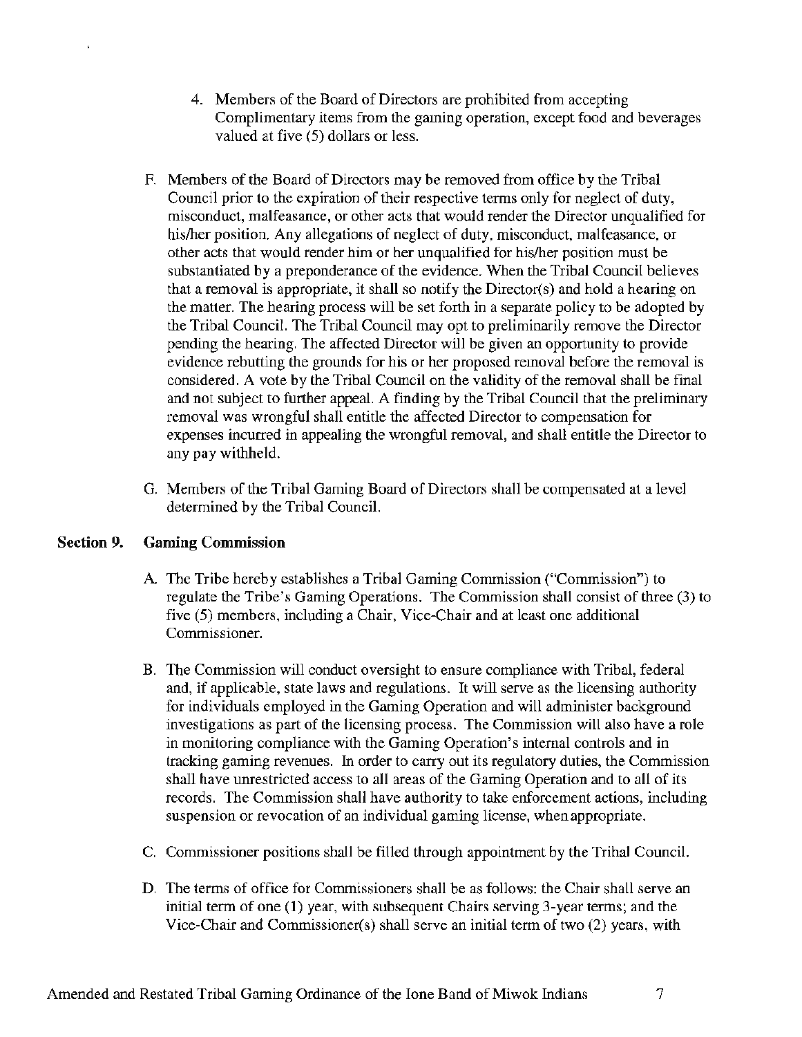4. Members of the Board of Directors are prohibited from accepting Complimentary items from the gaming operation, except food and beverages valued at five (5) dollars or less.

F. Members of the Board of Directors may be removed from office by the Tribal Council prior to the expiration of their respective terms only for neglect of duty, misconduct, malfeasance, or other acts that would render the Director unqualified for his/her position. Any allegations of neglect of duty, misconduct, malfeasance, or other acts that would render him or her unqualified for his/her position must be substantiated by a preponderance of the evidence. When the Tribal Council believes that a removal is appropriate, it shall so notify the Director(s) and hold a hearing on the matter. The hearing process will be set forth in a separate policy to be adopted by the Tribal Council. The Tribal Council may opt to preliminarily remove the Director pending the hearing. The affected Director will be given an opportunity to provide evidence rebutting the grounds for his or her proposed removal before the removal is considered. A vote by the Tribal Council on the validity of the removal shall be final and not subject to further appeal. A finding by the Tribal Council that the preliminary removal was wrongful shall entitle the affected Director to compensation for expenses incurred in appealing the wrongful removal, and shall entitle the Director to any pay withheld.

G. Members of the Tribal Gaming Board of Directors shall be compensated at a level determined by the Tribal Council.

## Section 9. Gaming Commission

A. The Tribe hereby establishes a Tribal Gaming Commission ("Commission") to regulate the Tribe's Gaming Operations. The Commission shall consist of three (3) to five (5) members, including a Chair, Vice-Chair and at least one additional Commissioner.

B. The Commission will conduct oversight to ensure compliance with Tribal, federal and, if applicable, state laws and regulations. It will serve as the licensing authority for individuals employed in the Gaming Operation and will administer background investigations as part of the licensing process. The Commission will also have a role in monitoring compliance with the Gaming Operation's internal controls and in tracking gaming revenues. In order to carry out its regulatory duties, the Commission shall have unrestricted access to all areas of the Gaming Operation and to all of its records. The Commission shall have authority to take enforcement actions, including suspension or revocation of an individual gaming license, when appropriate.

C. Commissioner positions shall be filled through appointment by the Tribal Council.

D. The terms of office for Commissioners shall be as follows: the Chair shall serve an initial term of one (1) year, with subsequent Chairs serving 3-year terms; and the Vice-Chair and Commissioner(s) shall serve an initial term of two (2) years, with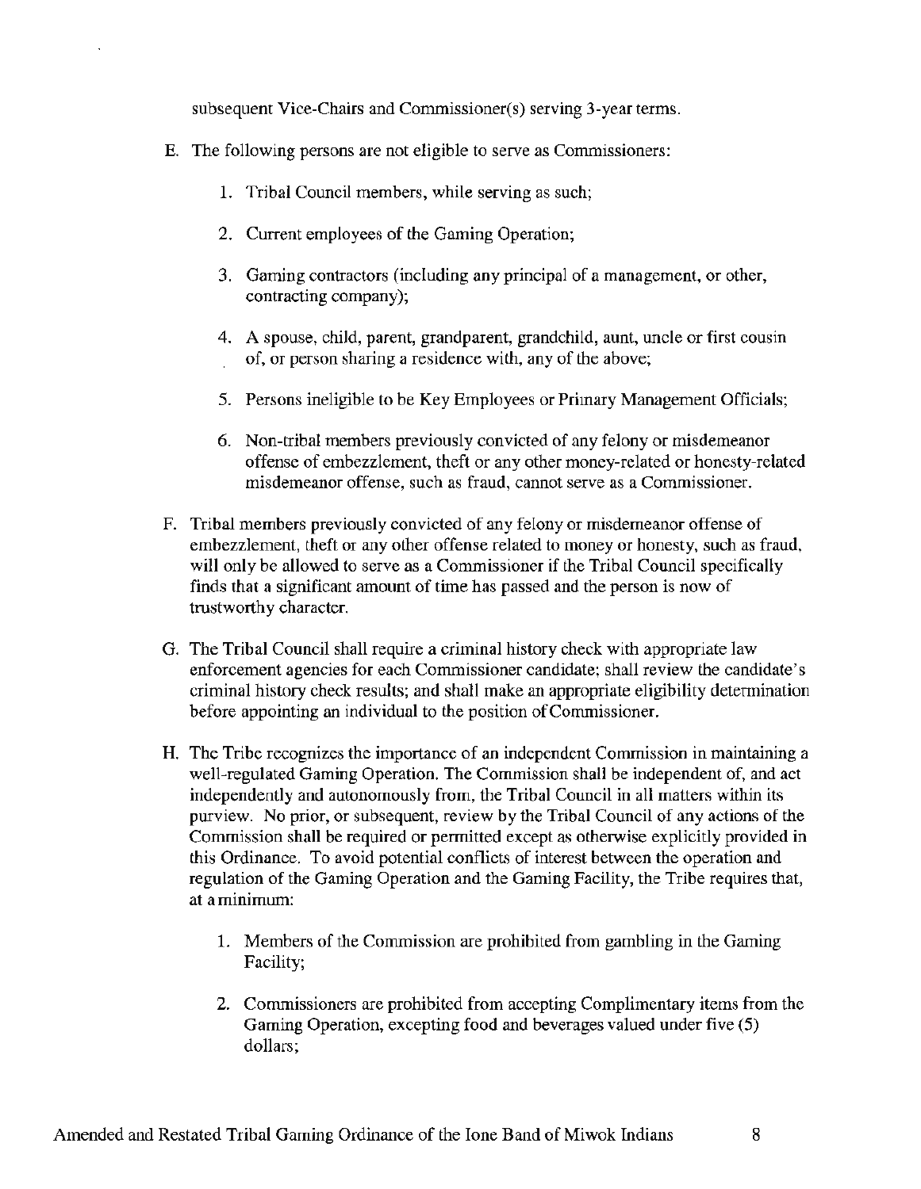subsequent Vice-Chairs and Commissioner(s) serving 3-year terms.

E. The following persons are not eligible to serve as Commissioners:

   1. Tribal Council members, while serving as such;

   2. Current employees of the Gaming Operation;

   3. Gaming contractors (including any principal of a management, or other, contracting company);

   4. A spouse, child, parent, grandparent, grandchild, aunt, uncle or first cousin of, or person sharing a residence with, any of the above;

   5. Persons ineligible to be Key Employees or Primary Management Officials;

   6. Non-tribal members previously convicted of any felony or misdemeanor offense of embezzlement, theft or any other money-related or honesty-related misdemeanor offense, such as fraud, cannot serve as a Commissioner.

F. Tribal members previously convicted of any felony or misdemeanor offense of embezzlement, theft or any other offense related to money or honesty, such as fraud, will only be allowed to serve as a Commissioner if the Tribal Council specifically finds that a significant amount of time has passed and the person is now of trustworthy character.

G. The Tribal Council shall require a criminal history check with appropriate law enforcement agencies for each Commissioner candidate; shall review the candidate's criminal history check results; and shall make an appropriate eligibility determination before appointing an individual to the position of Commissioner.

H. The Tribe recognizes the importance of an independent Commission in maintaining a well-regulated Gaming Operation. The Commission shall be independent of, and act independently and autonomously from, the Tribal Council in all matters within its purview. No prior, or subsequent, review by the Tribal Council of any actions of the Commission shall be required or permitted except as otherwise explicitly provided in this Ordinance. To avoid potential conflicts of interest between the operation and regulation of the Gaming Operation and the Gaming Facility, the Tribe requires that, at a minimum:

   1. Members of the Commission are prohibited from gambling in the Gaming Facility;

   2. Commissioners are prohibited from accepting Complimentary items from the Gaming Operation, excepting food and beverages valued under five (5) dollars;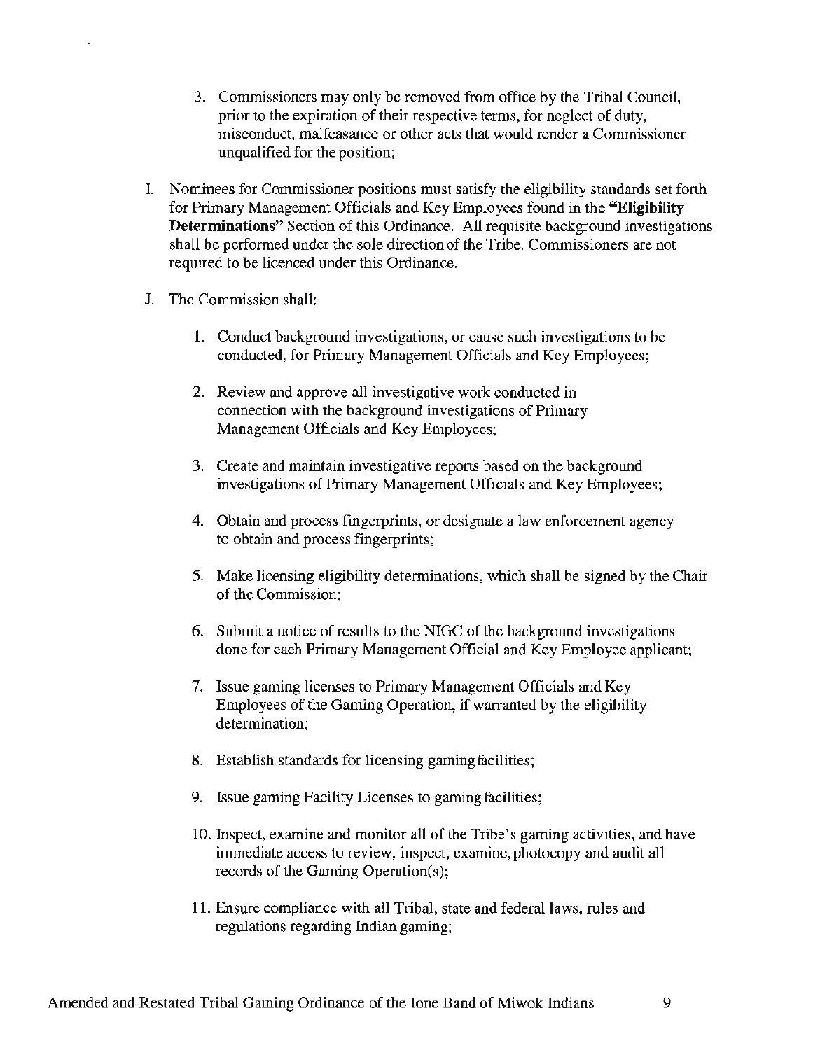3. Commissioners may only be removed from office by the Tribal Council, prior to the expiration of their respective terms, for neglect of duty, misconduct, malfeasance or other acts that would render a Commissioner unqualified for the position;

I. Nominees for Commissioner positions must satisfy the eligibility standards set forth for Primary Management Officials and Key Employees found in the **"Eligibility Determinations"** Section of this Ordinance. All requisite background investigations shall be performed under the sole direction of the Tribe. Commissioners are not required to be licenced under this Ordinance.

J. The Commission shall:

1. Conduct background investigations, or cause such investigations to be conducted, for Primary Management Officials and Key Employees;

2. Review and approve all investigative work conducted in connection with the background investigations of Primary Management Officials and Key Employees;

3. Create and maintain investigative reports based on the background investigations of Primary Management Officials and Key Employees;

4. Obtain and process fingerprints, or designate a law enforcement agency to obtain and process fingerprints;

5. Make licensing eligibility determinations, which shall be signed by the Chair of the Commission;

6. Submit a notice of results to the NIGC of the background investigations done for each Primary Management Official and Key Employee applicant;

7. Issue gaming licenses to Primary Management Officials and Key Employees of the Gaming Operation, if warranted by the eligibility determination;

8. Establish standards for licensing gaming facilities;

9. Issue gaming Facility Licenses to gaming facilities;

10. Inspect, examine and monitor all of the Tribe's gaming activities, and have immediate access to review, inspect, examine, photocopy and audit all records of the Gaming Operation(s);

11. Ensure compliance with all Tribal, state and federal laws, rules and regulations regarding Indian gaming;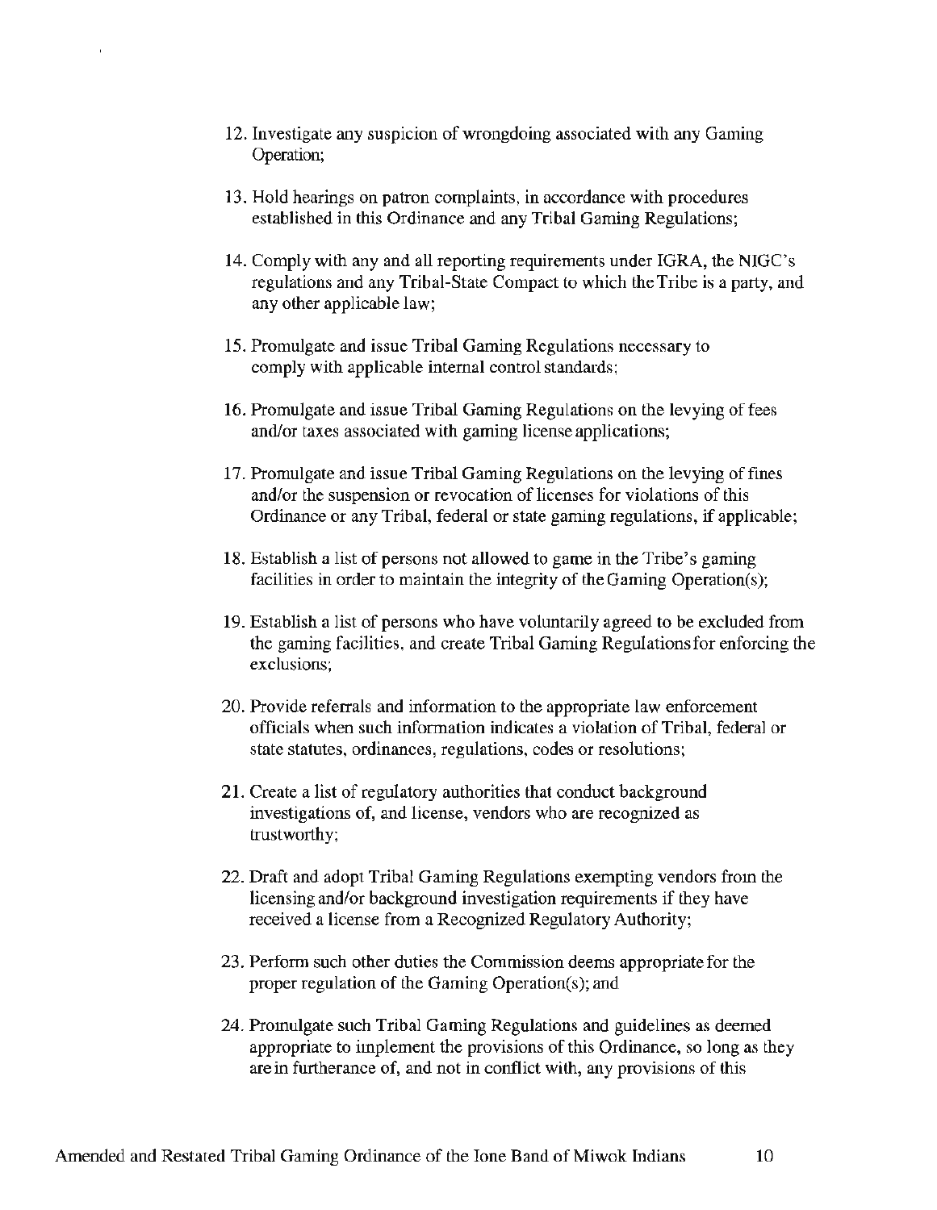12. Investigate any suspicion of wrongdoing associated with any Gaming Operation;

13. Hold hearings on patron complaints, in accordance with procedures established in this Ordinance and any Tribal Gaming Regulations;

14. Comply with any and all reporting requirements under IGRA, the NIGC's regulations and any Tribal-State Compact to which the Tribe is a party, and any other applicable law;

15. Promulgate and issue Tribal Gaming Regulations necessary to comply with applicable internal control standards;

16. Promulgate and issue Tribal Gaming Regulations on the levying of fees and/or taxes associated with gaming license applications;

17. Promulgate and issue Tribal Gaming Regulations on the levying of fines and/or the suspension or revocation of licenses for violations of this Ordinance or any Tribal, federal or state gaming regulations, if applicable;

18. Establish a list of persons not allowed to game in the Tribe's gaming facilities in order to maintain the integrity of the Gaming Operation(s);

19. Establish a list of persons who have voluntarily agreed to be excluded from the gaming facilities, and create Tribal Gaming Regulations for enforcing the exclusions;

20. Provide referrals and information to the appropriate law enforcement officials when such information indicates a violation of Tribal, federal or state statutes, ordinances, regulations, codes or resolutions;

21. Create a list of regulatory authorities that conduct background investigations of, and license, vendors who are recognized as trustworthy;

22. Draft and adopt Tribal Gaming Regulations exempting vendors from the licensing and/or background investigation requirements if they have received a license from a Recognized Regulatory Authority;

23. Perform such other duties the Commission deems appropriate for the proper regulation of the Gaming Operation(s); and

24. Promulgate such Tribal Gaming Regulations and guidelines as deemed appropriate to implement the provisions of this Ordinance, so long as they are in furtherance of, and not in conflict with, any provisions of this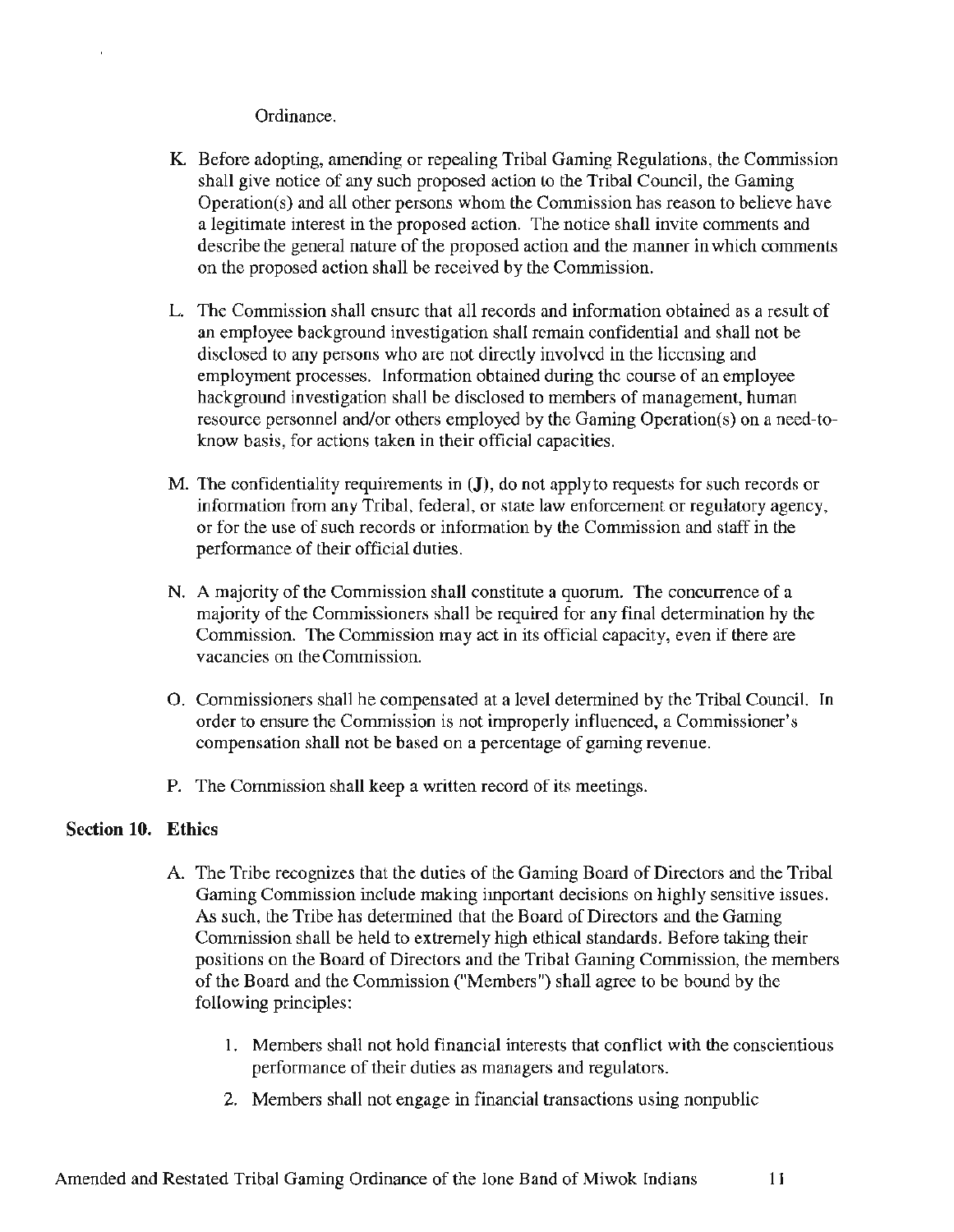Ordinance.

K. Before adopting, amending or repealing Tribal Gaming Regulations, the Commission shall give notice of any such proposed action to the Tribal Council, the Gaming Operation(s) and all other persons whom the Commission has reason to believe have a legitimate interest in the proposed action. The notice shall invite comments and describe the general nature of the proposed action and the manner in which comments on the proposed action shall be received by the Commission.

L. The Commission shall ensure that all records and information obtained as a result of an employee background investigation shall remain confidential and shall not be disclosed to any persons who are not directly involved in the licensing and employment processes. Information obtained during the course of an employee background investigation shall be disclosed to members of management, human resource personnel and/or others employed by the Gaming Operation(s) on a need-to-know basis, for actions taken in their official capacities.

M. The confidentiality requirements in **(J)**, do not apply to requests for such records or information from any Tribal, federal, or state law enforcement or regulatory agency, or for the use of such records or information by the Commission and staff in the performance of their official duties.

N. A majority of the Commission shall constitute a quorum. The concurrence of a majority of the Commissioners shall be required for any final determination by the Commission. The Commission may act in its official capacity, even if there are vacancies on the Commission.

O. Commissioners shall be compensated at a level determined by the Tribal Council. In order to ensure the Commission is not improperly influenced, a Commissioner's compensation shall not be based on a percentage of gaming revenue.

P. The Commission shall keep a written record of its meetings.

## Section 10. Ethics

A. The Tribe recognizes that the duties of the Gaming Board of Directors and the Tribal Gaming Commission include making important decisions on highly sensitive issues. As such, the Tribe has determined that the Board of Directors and the Gaming Commission shall be held to extremely high ethical standards. Before taking their positions on the Board of Directors and the Tribal Gaming Commission, the members of the Board and the Commission ("Members") shall agree to be bound by the following principles:

1. Members shall not hold financial interests that conflict with the conscientious performance of their duties as managers and regulators.
2. Members shall not engage in financial transactions using nonpublic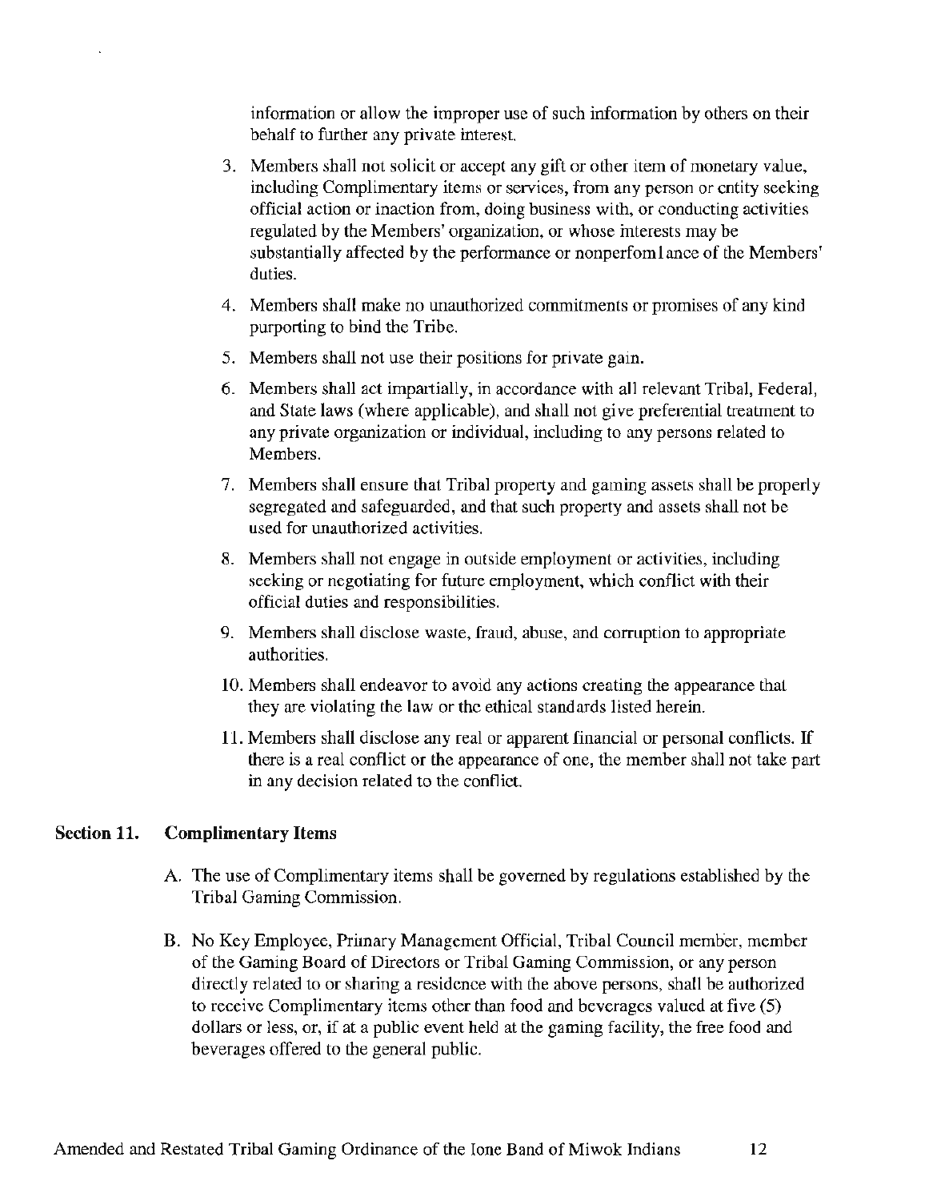information or allow the improper use of such information by others on their behalf to further any private interest.

3. Members shall not solicit or accept any gift or other item of monetary value, including Complimentary items or services, from any person or entity seeking official action or inaction from, doing business with, or conducting activities regulated by the Members' organization, or whose interests may be substantially affected by the performance or nonperfom1ance of the Members' duties.
4. Members shall make no unauthorized commitments or promises of any kind purporting to bind the Tribe.
5. Members shall not use their positions for private gain.
6. Members shall act impartially, in accordance with all relevant Tribal, Federal, and State laws (where applicable), and shall not give preferential treatment to any private organization or individual, including to any persons related to Members.
7. Members shall ensure that Tribal property and gaming assets shall be properly segregated and safeguarded, and that such property and assets shall not be used for unauthorized activities.
8. Members shall not engage in outside employment or activities, including seeking or negotiating for future employment, which conflict with their official duties and responsibilities.
9. Members shall disclose waste, fraud, abuse, and corruption to appropriate authorities.
10. Members shall endeavor to avoid any actions creating the appearance that they are violating the law or the ethical standards listed herein.
11. Members shall disclose any real or apparent financial or personal conflicts. If there is a real conflict or the appearance of one, the member shall not take part in any decision related to the conflict.

## Section 11. Complimentary Items

A. The use of Complimentary items shall be governed by regulations established by the Tribal Gaming Commission.

B. No Key Employee, Primary Management Official, Tribal Council member, member of the Gaming Board of Directors or Tribal Gaming Commission, or any person directly related to or sharing a residence with the above persons, shall be authorized to receive Complimentary items other than food and beverages valued at five (5) dollars or less, or, if at a public event held at the gaming facility, the free food and beverages offered to the general public.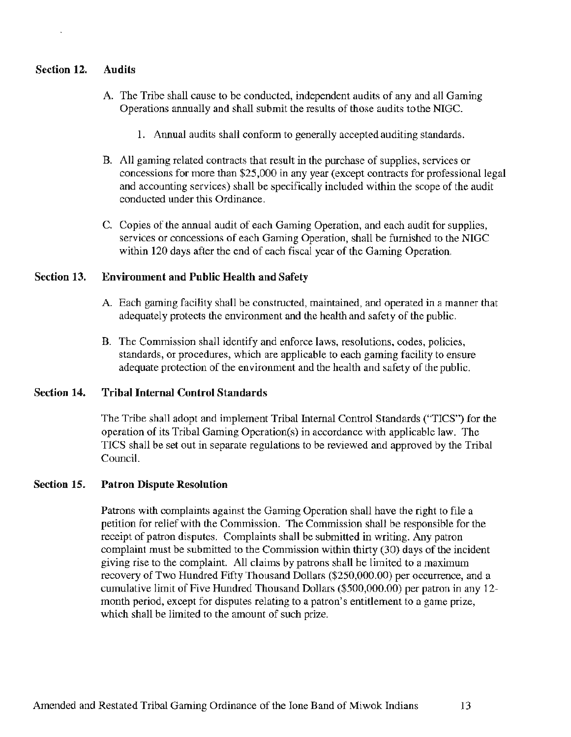## Section 12. Audits

A. The Tribe shall cause to be conducted, independent audits of any and all Gaming Operations annually and shall submit the results of those audits to the NIGC.

   1. Annual audits shall conform to generally accepted auditing standards.

B. All gaming related contracts that result in the purchase of supplies, services or concessions for more than $25,000 in any year (except contracts for professional legal and accounting services) shall be specifically included within the scope of the audit conducted under this Ordinance.

C. Copies of the annual audit of each Gaming Operation, and each audit for supplies, services or concessions of each Gaming Operation, shall be furnished to the NIGC within 120 days after the end of each fiscal year of the Gaming Operation.

## Section 13. Environment and Public Health and Safety

A. Each gaming facility shall be constructed, maintained, and operated in a manner that adequately protects the environment and the health and safety of the public.

B. The Commission shall identify and enforce laws, resolutions, codes, policies, standards, or procedures, which are applicable to each gaming facility to ensure adequate protection of the environment and the health and safety of the public.

## Section 14. Tribal Internal Control Standards

The Tribe shall adopt and implement Tribal Internal Control Standards ("TICS") for the operation of its Tribal Gaming Operation(s) in accordance with applicable law. The TICS shall be set out in separate regulations to be reviewed and approved by the Tribal Council.

## Section 15. Patron Dispute Resolution

Patrons with complaints against the Gaming Operation shall have the right to file a petition for relief with the Commission. The Commission shall be responsible for the receipt of patron disputes. Complaints shall be submitted in writing. Any patron complaint must be submitted to the Commission within thirty (30) days of the incident giving rise to the complaint. All claims by patrons shall be limited to a maximum recovery of Two Hundred Fifty Thousand Dollars ($250,000.00) per occurrence, and a cumulative limit of Five Hundred Thousand Dollars ($500,000.00) per patron in any 12-month period, except for disputes relating to a patron's entitlement to a game prize, which shall be limited to the amount of such prize.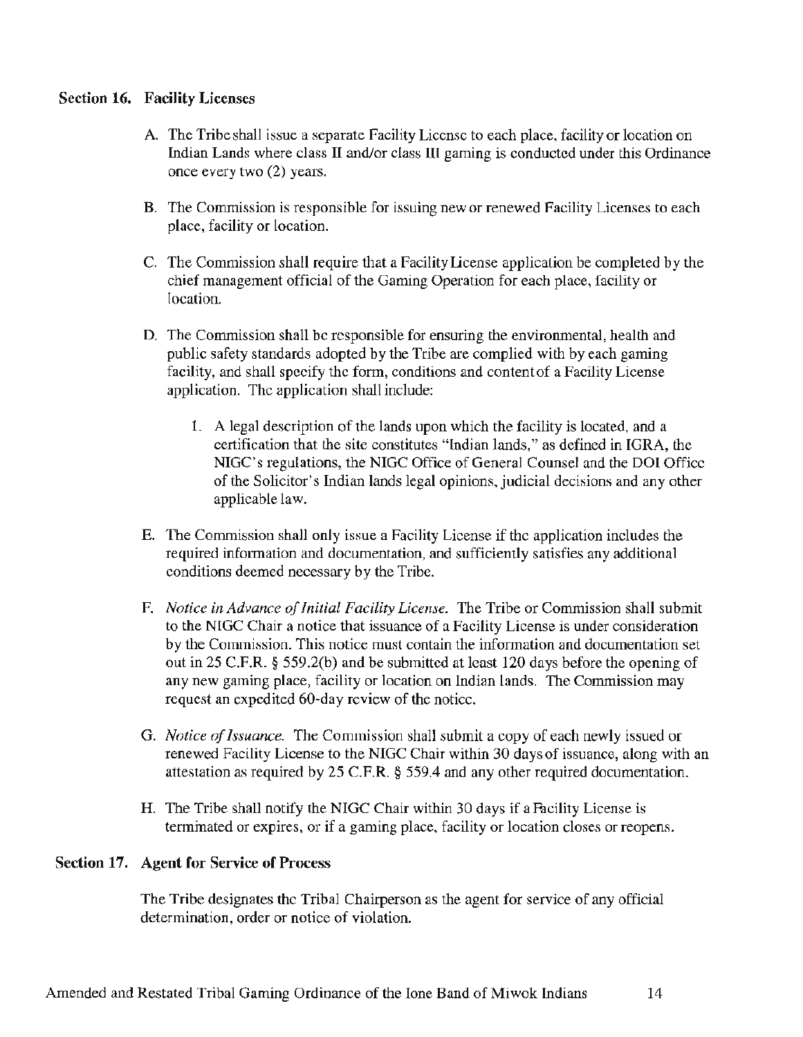### Section 16. Facility Licenses

A. The Tribe shall issue a separate Facility License to each place, facility or location on Indian Lands where class II and/or class III gaming is conducted under this Ordinance once every two (2) years.

B. The Commission is responsible for issuing new or renewed Facility Licenses to each place, facility or location.

C. The Commission shall require that a Facility License application be completed by the chief management official of the Gaming Operation for each place, facility or location.

D. The Commission shall be responsible for ensuring the environmental, health and public safety standards adopted by the Tribe are complied with by each gaming facility, and shall specify the form, conditions and content of a Facility License application. The application shall include:

   1. A legal description of the lands upon which the facility is located, and a certification that the site constitutes "Indian lands," as defined in IGRA, the NIGC's regulations, the NIGC Office of General Counsel and the DOI Office of the Solicitor's Indian lands legal opinions, judicial decisions and any other applicable law.

E. The Commission shall only issue a Facility License if the application includes the required information and documentation, and sufficiently satisfies any additional conditions deemed necessary by the Tribe.

F. *Notice in Advance of Initial Facility License.* The Tribe or Commission shall submit to the NIGC Chair a notice that issuance of a Facility License is under consideration by the Commission. This notice must contain the information and documentation set out in 25 C.F.R. § 559.2(b) and be submitted at least 120 days before the opening of any new gaming place, facility or location on Indian lands. The Commission may request an expedited 60-day review of the notice.

G. *Notice of Issuance.* The Commission shall submit a copy of each newly issued or renewed Facility License to the NIGC Chair within 30 days of issuance, along with an attestation as required by 25 C.F.R. § 559.4 and any other required documentation.

H. The Tribe shall notify the NIGC Chair within 30 days if a Facility License is terminated or expires, or if a gaming place, facility or location closes or reopens.

### Section 17. Agent for Service of Process

The Tribe designates the Tribal Chairperson as the agent for service of any official determination, order or notice of violation.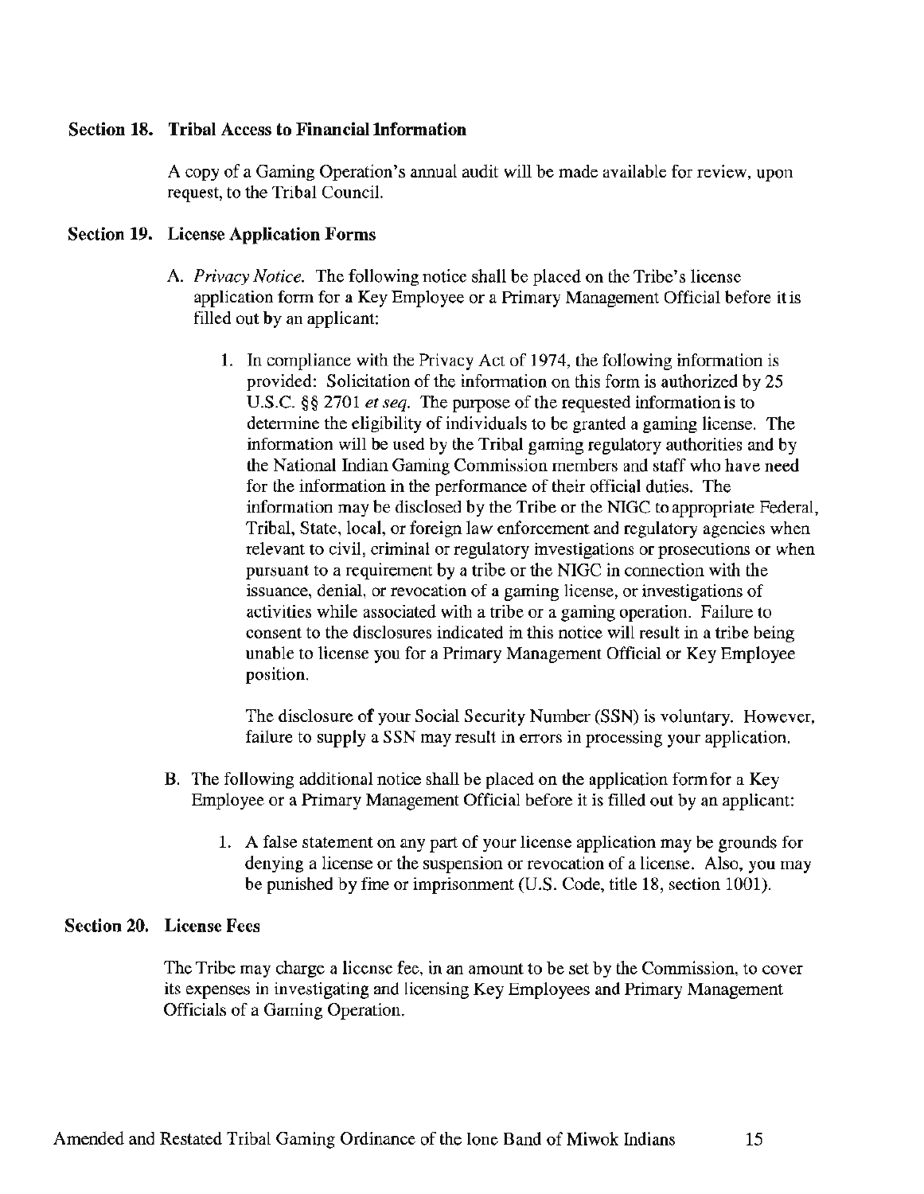## Section 18. Tribal Access to Financial Information

A copy of a Gaming Operation's annual audit will be made available for review, upon request, to the Tribal Council.

## Section 19. License Application Forms

A. *Privacy Notice.* The following notice shall be placed on the Tribe's license application form for a Key Employee or a Primary Management Official before it is filled out by an applicant:

1. In compliance with the Privacy Act of 1974, the following information is provided: Solicitation of the information on this form is authorized by 25 U.S.C. §§ 2701 *et seq.* The purpose of the requested information is to determine the eligibility of individuals to be granted a gaming license. The information will be used by the Tribal gaming regulatory authorities and by the National Indian Gaming Commission members and staff who have need for the information in the performance of their official duties. The information may be disclosed by the Tribe or the NIGC to appropriate Federal, Tribal, State, local, or foreign law enforcement and regulatory agencies when relevant to civil, criminal or regulatory investigations or prosecutions or when pursuant to a requirement by a tribe or the NIGC in connection with the issuance, denial, or revocation of a gaming license, or investigations of activities while associated with a tribe or a gaming operation. Failure to consent to the disclosures indicated in this notice will result in a tribe being unable to license you for a Primary Management Official or Key Employee position.

   The disclosure of your Social Security Number (SSN) is voluntary. However, failure to supply a SSN may result in errors in processing your application.

B. The following additional notice shall be placed on the application form for a Key Employee or a Primary Management Official before it is filled out by an applicant:

1. A false statement on any part of your license application may be grounds for denying a license or the suspension or revocation of a license. Also, you may be punished by fine or imprisonment (U.S. Code, title 18, section 1001).

## Section 20. License Fees

The Tribe may charge a license fee, in an amount to be set by the Commission, to cover its expenses in investigating and licensing Key Employees and Primary Management Officials of a Gaming Operation.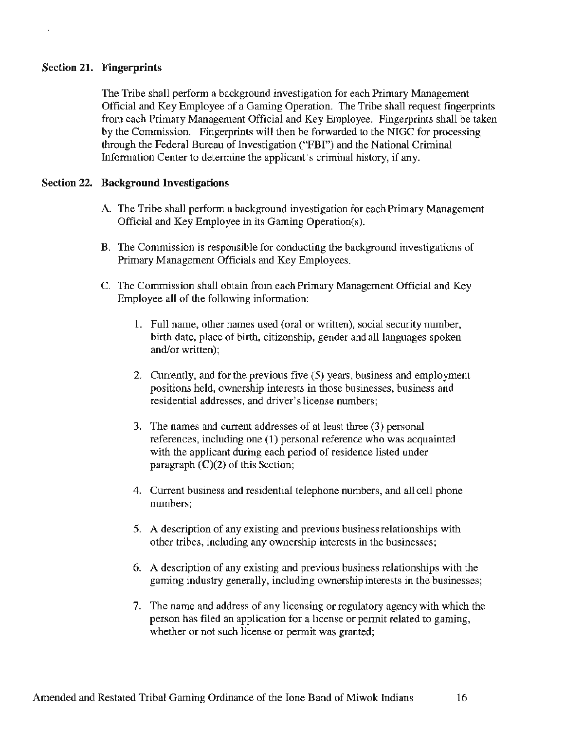### Section 21. Fingerprints

The Tribe shall perform a background investigation for each Primary Management Official and Key Employee of a Gaming Operation. The Tribe shall request fingerprints from each Primary Management Official and Key Employee. Fingerprints shall be taken by the Commission. Fingerprints will then be forwarded to the NIGC for processing through the Federal Bureau of Investigation ("FBI") and the National Criminal Information Center to determine the applicant's criminal history, if any.

### Section 22. Background Investigations

A. The Tribe shall perform a background investigation for each Primary Management Official and Key Employee in its Gaming Operation(s).

B. The Commission is responsible for conducting the background investigations of Primary Management Officials and Key Employees.

C. The Commission shall obtain from each Primary Management Official and Key Employee all of the following information:

1. Full name, other names used (oral or written), social security number, birth date, place of birth, citizenship, gender and all languages spoken and/or written);

2. Currently, and for the previous five (5) years, business and employment positions held, ownership interests in those businesses, business and residential addresses, and driver's license numbers;

3. The names and current addresses of at least three (3) personal references, including one (1) personal reference who was acquainted with the applicant during each period of residence listed under paragraph (C)(2) of this Section;

4. Current business and residential telephone numbers, and all cell phone numbers;

5. A description of any existing and previous business relationships with other tribes, including any ownership interests in the businesses;

6. A description of any existing and previous business relationships with the gaming industry generally, including ownership interests in the businesses;

7. The name and address of any licensing or regulatory agency with which the person has filed an application for a license or permit related to gaming, whether or not such license or permit was granted;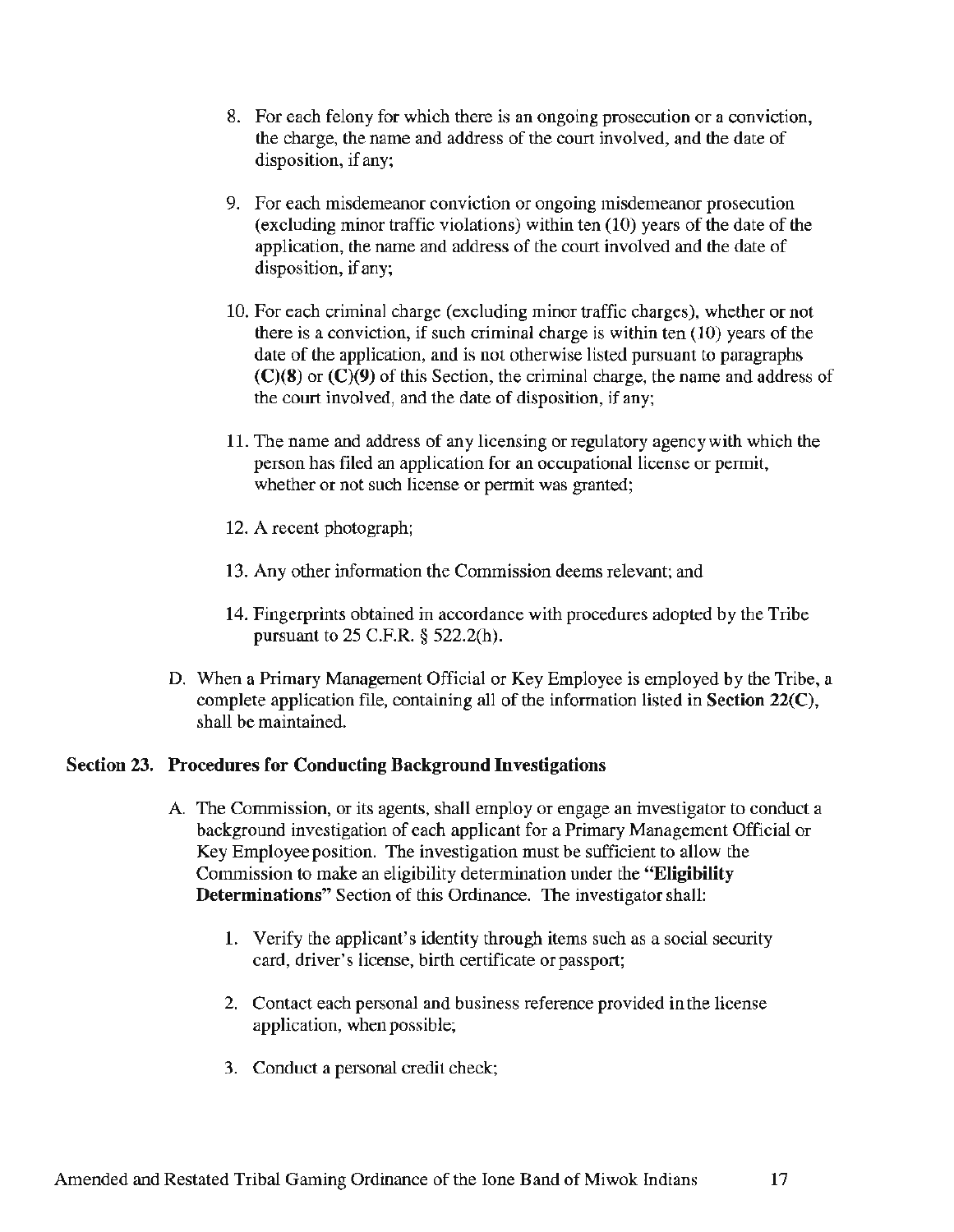8. For each felony for which there is an ongoing prosecution or a conviction, the charge, the name and address of the court involved, and the date of disposition, if any;

9. For each misdemeanor conviction or ongoing misdemeanor prosecution (excluding minor traffic violations) within ten (10) years of the date of the application, the name and address of the court involved and the date of disposition, if any;

10. For each criminal charge (excluding minor traffic charges), whether or not there is a conviction, if such criminal charge is within ten (10) years of the date of the application, and is not otherwise listed pursuant to paragraphs **(C)(8)** or **(C)(9)** of this Section, the criminal charge, the name and address of the court involved, and the date of disposition, if any;

11. The name and address of any licensing or regulatory agency with which the person has filed an application for an occupational license or permit, whether or not such license or permit was granted;

12. A recent photograph;

13. Any other information the Commission deems relevant; and

14. Fingerprints obtained in accordance with procedures adopted by the Tribe pursuant to 25 C.F.R. § 522.2(h).

D. When a Primary Management Official or Key Employee is employed by the Tribe, a complete application file, containing all of the information listed in **Section 22(C)**, shall be maintained.

### Section 23. Procedures for Conducting Background Investigations

A. The Commission, or its agents, shall employ or engage an investigator to conduct a background investigation of each applicant for a Primary Management Official or Key Employee position. The investigation must be sufficient to allow the Commission to make an eligibility determination under the **"Eligibility Determinations"** Section of this Ordinance. The investigator shall:

1. Verify the applicant's identity through items such as a social security card, driver's license, birth certificate or passport;

2. Contact each personal and business reference provided in the license application, when possible;

3. Conduct a personal credit check;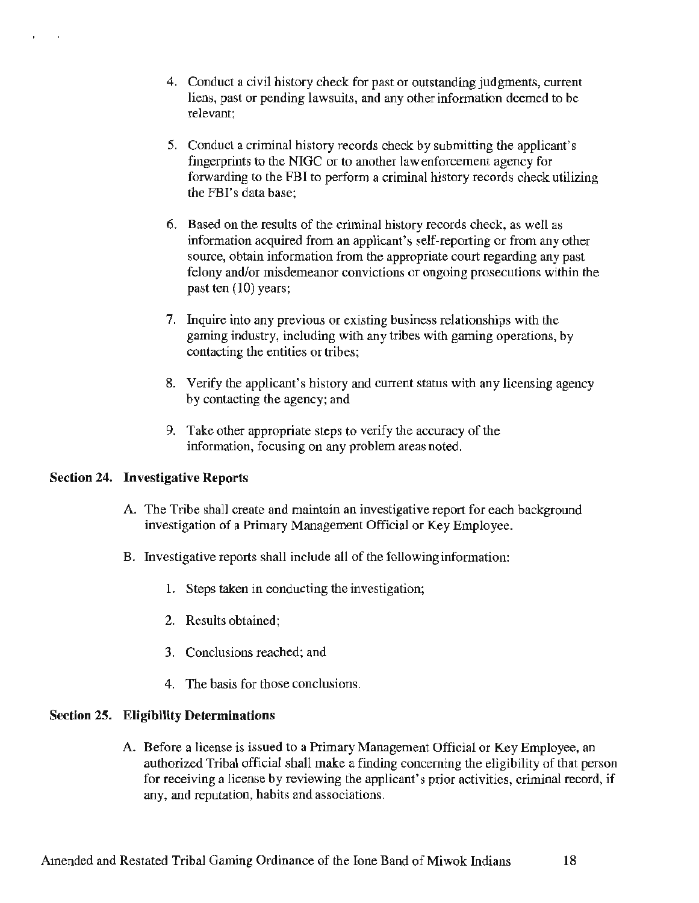4. Conduct a civil history check for past or outstanding judgments, current liens, past or pending lawsuits, and any other information deemed to be relevant;

5. Conduct a criminal history records check by submitting the applicant's fingerprints to the NIGC or to another law enforcement agency for forwarding to the FBI to perform a criminal history records check utilizing the FBI's data base;

6. Based on the results of the criminal history records check, as well as information acquired from an applicant's self-reporting or from any other source, obtain information from the appropriate court regarding any past felony and/or misdemeanor convictions or ongoing prosecutions within the past ten (10) years;

7. Inquire into any previous or existing business relationships with the gaming industry, including with any tribes with gaming operations, by contacting the entities or tribes;

8. Verify the applicant's history and current status with any licensing agency by contacting the agency; and

9. Take other appropriate steps to verify the accuracy of the information, focusing on any problem areas noted.

## Section 24. Investigative Reports

A. The Tribe shall create and maintain an investigative report for each background investigation of a Primary Management Official or Key Employee.

B. Investigative reports shall include all of the following information:

1. Steps taken in conducting the investigation;

2. Results obtained;

3. Conclusions reached; and

4. The basis for those conclusions.

## Section 25. Eligibility Determinations

A. Before a license is issued to a Primary Management Official or Key Employee, an authorized Tribal official shall make a finding concerning the eligibility of that person for receiving a license by reviewing the applicant's prior activities, criminal record, if any, and reputation, habits and associations.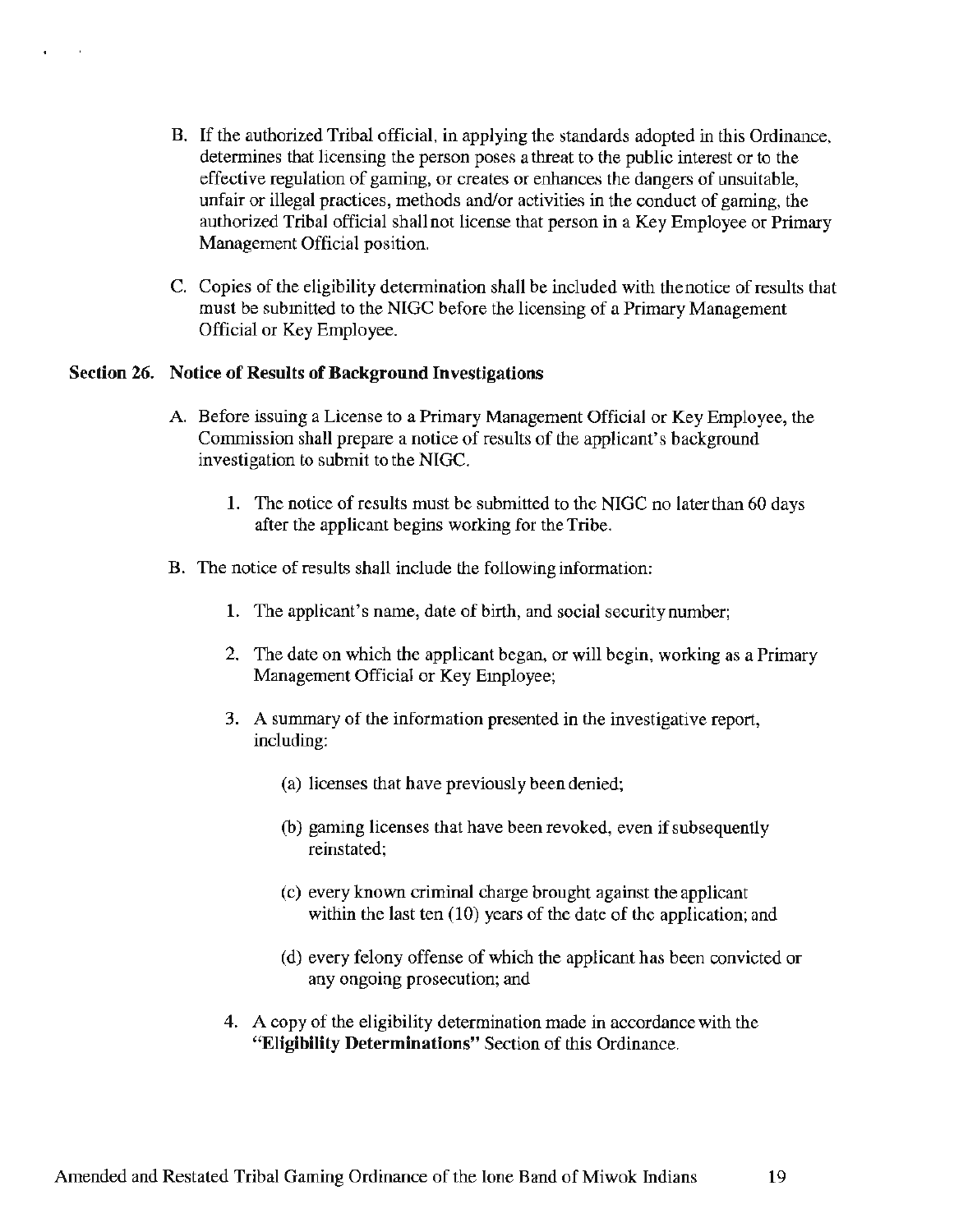B. If the authorized Tribal official, in applying the standards adopted in this Ordinance, determines that licensing the person poses a threat to the public interest or to the effective regulation of gaming, or creates or enhances the dangers of unsuitable, unfair or illegal practices, methods and/or activities in the conduct of gaming, the authorized Tribal official shall not license that person in a Key Employee or Primary Management Official position.

C. Copies of the eligibility determination shall be included with the notice of results that must be submitted to the NIGC before the licensing of a Primary Management Official or Key Employee.

### Section 26. Notice of Results of Background Investigations

A. Before issuing a License to a Primary Management Official or Key Employee, the Commission shall prepare a notice of results of the applicant's background investigation to submit to the NIGC.

1. The notice of results must be submitted to the NIGC no later than 60 days after the applicant begins working for the Tribe.

B. The notice of results shall include the following information:

1. The applicant's name, date of birth, and social security number;

2. The date on which the applicant began, or will begin, working as a Primary Management Official or Key Employee;

3. A summary of the information presented in the investigative report, including:

   (a) licenses that have previously been denied;

   (b) gaming licenses that have been revoked, even if subsequently reinstated;

   (c) every known criminal charge brought against the applicant within the last ten (10) years of the date of the application; and

   (d) every felony offense of which the applicant has been convicted or any ongoing prosecution; and

4. A copy of the eligibility determination made in accordance with the **"Eligibility Determinations"** Section of this Ordinance.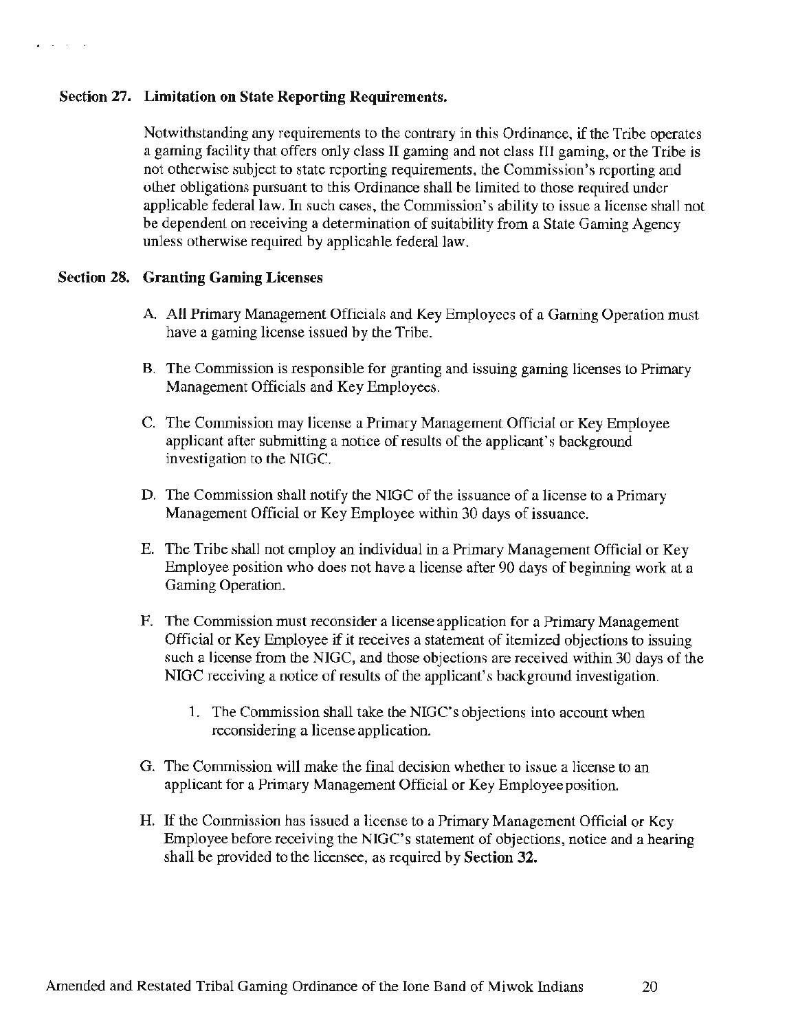### Section 27. Limitation on State Reporting Requirements.

Notwithstanding any requirements to the contrary in this Ordinance, if the Tribe operates a gaming facility that offers only class II gaming and not class III gaming, or the Tribe is not otherwise subject to state reporting requirements, the Commission's reporting and other obligations pursuant to this Ordinance shall be limited to those required under applicable federal law. In such cases, the Commission's ability to issue a license shall not be dependent on receiving a determination of suitability from a State Gaming Agency unless otherwise required by applicable federal law.

### Section 28. Granting Gaming Licenses

A. All Primary Management Officials and Key Employees of a Gaming Operation must have a gaming license issued by the Tribe.

B. The Commission is responsible for granting and issuing gaming licenses to Primary Management Officials and Key Employees.

C. The Commission may license a Primary Management Official or Key Employee applicant after submitting a notice of results of the applicant's background investigation to the NIGC.

D. The Commission shall notify the NIGC of the issuance of a license to a Primary Management Official or Key Employee within 30 days of issuance.

E. The Tribe shall not employ an individual in a Primary Management Official or Key Employee position who does not have a license after 90 days of beginning work at a Gaming Operation.

F. The Commission must reconsider a license application for a Primary Management Official or Key Employee if it receives a statement of itemized objections to issuing such a license from the NIGC, and those objections are received within 30 days of the NIGC receiving a notice of results of the applicant's background investigation.

   1. The Commission shall take the NIGC's objections into account when reconsidering a license application.

G. The Commission will make the final decision whether to issue a license to an applicant for a Primary Management Official or Key Employee position.

H. If the Commission has issued a license to a Primary Management Official or Key Employee before receiving the NIGC's statement of objections, notice and a hearing shall be provided to the licensee, as required by **Section 32.**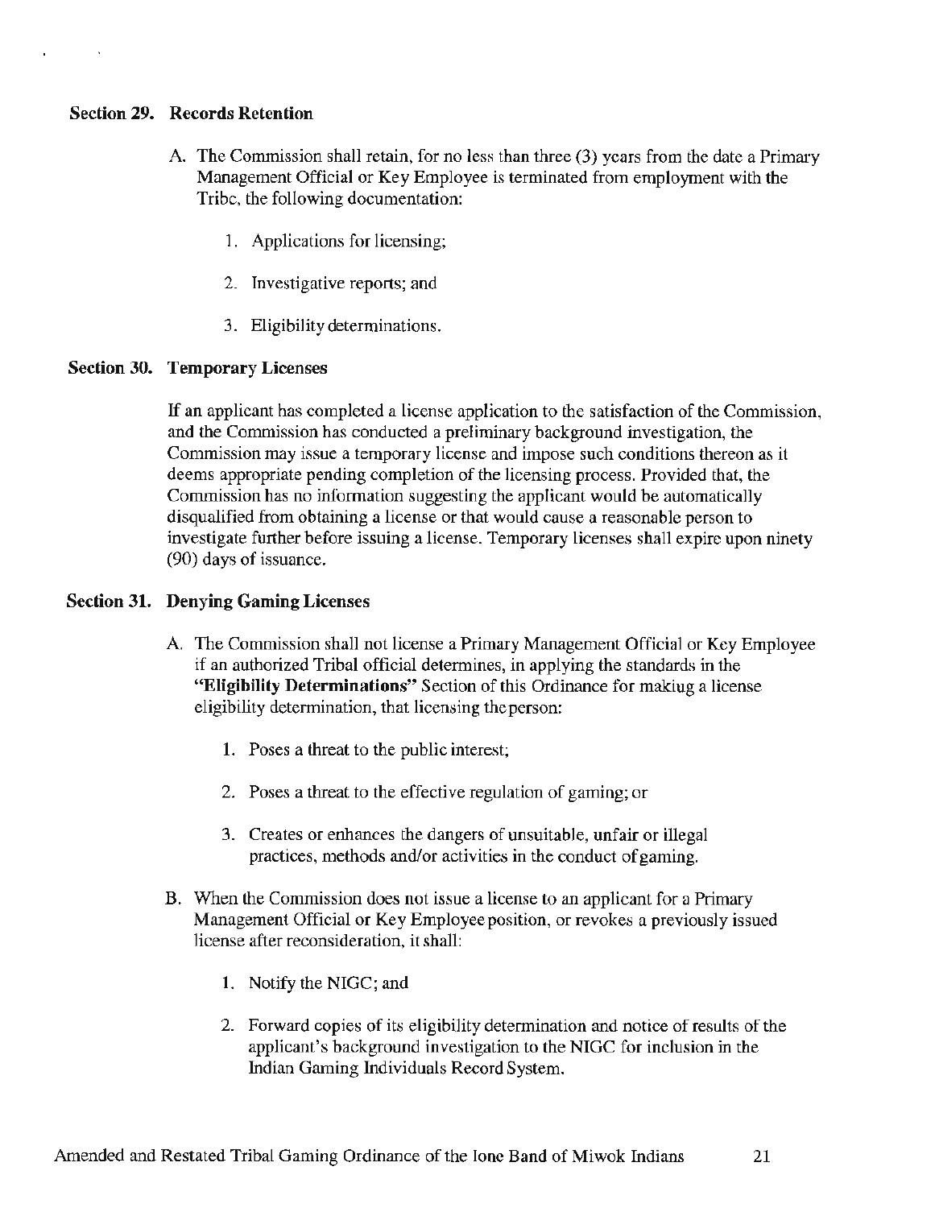### Section 29. Records Retention

A. The Commission shall retain, for no less than three (3) years from the date a Primary Management Official or Key Employee is terminated from employment with the Tribe, the following documentation:

1. Applications for licensing;

2. Investigative reports; and

3. Eligibility determinations.

### Section 30. Temporary Licenses

If an applicant has completed a license application to the satisfaction of the Commission, and the Commission has conducted a preliminary background investigation, the Commission may issue a temporary license and impose such conditions thereon as it deems appropriate pending completion of the licensing process. Provided that, the Commission has no information suggesting the applicant would be automatically disqualified from obtaining a license or that would cause a reasonable person to investigate further before issuing a license. Temporary licenses shall expire upon ninety (90) days of issuance.

### Section 31. Denying Gaming Licenses

A. The Commission shall not license a Primary Management Official or Key Employee if an authorized Tribal official determines, in applying the standards in the **"Eligibility Determinations"** Section of this Ordinance for making a license eligibility determination, that licensing the person:

1. Poses a threat to the public interest;

2. Poses a threat to the effective regulation of gaming; or

3. Creates or enhances the dangers of unsuitable, unfair or illegal practices, methods and/or activities in the conduct of gaming.

B. When the Commission does not issue a license to an applicant for a Primary Management Official or Key Employee position, or revokes a previously issued license after reconsideration, it shall:

1. Notify the NIGC; and

2. Forward copies of its eligibility determination and notice of results of the applicant's background investigation to the NIGC for inclusion in the Indian Gaming Individuals Record System.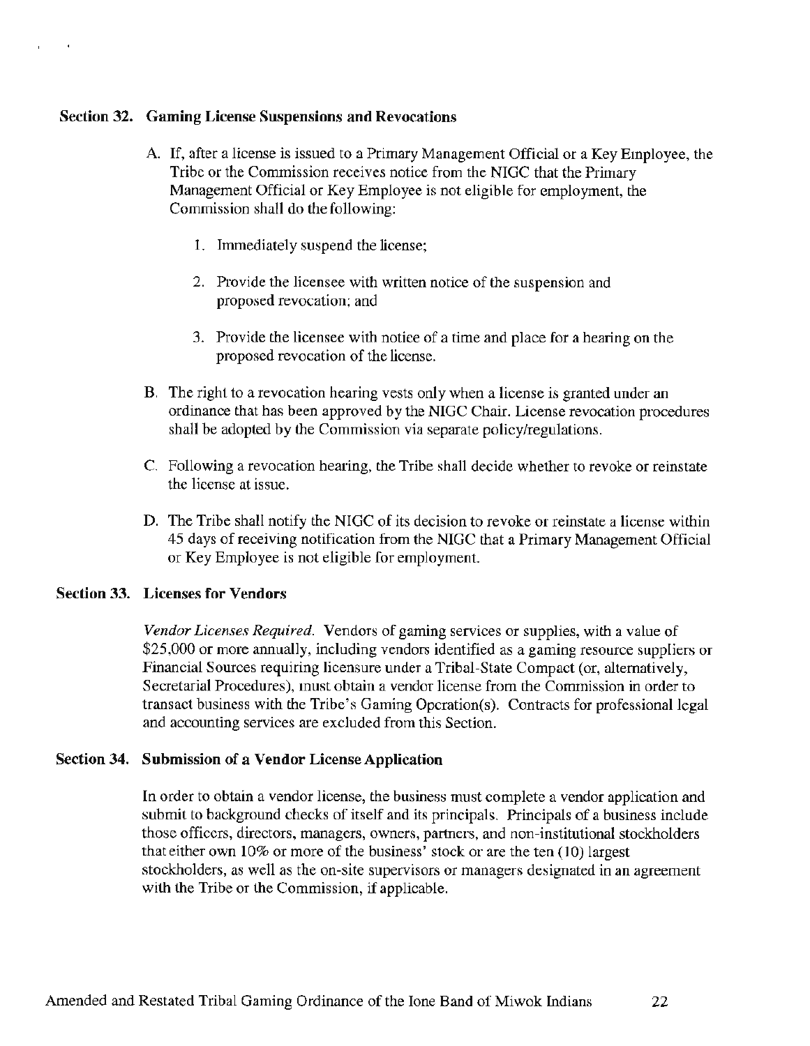## Section 32. Gaming License Suspensions and Revocations

A. If, after a license is issued to a Primary Management Official or a Key Employee, the Tribe or the Commission receives notice from the NIGC that the Primary Management Official or Key Employee is not eligible for employment, the Commission shall do the following:

   1. Immediately suspend the license;

   2. Provide the licensee with written notice of the suspension and proposed revocation; and

   3. Provide the licensee with notice of a time and place for a hearing on the proposed revocation of the license.

B. The right to a revocation hearing vests only when a license is granted under an ordinance that has been approved by the NIGC Chair. License revocation procedures shall be adopted by the Commission via separate policy/regulations.

C. Following a revocation hearing, the Tribe shall decide whether to revoke or reinstate the license at issue.

D. The Tribe shall notify the NIGC of its decision to revoke or reinstate a license within 45 days of receiving notification from the NIGC that a Primary Management Official or Key Employee is not eligible for employment.

## Section 33. Licenses for Vendors

*Vendor Licenses Required.* Vendors of gaming services or supplies, with a value of $25,000 or more annually, including vendors identified as a gaming resource suppliers or Financial Sources requiring licensure under a Tribal-State Compact (or, alternatively, Secretarial Procedures), must obtain a vendor license from the Commission in order to transact business with the Tribe's Gaming Operation(s). Contracts for professional legal and accounting services are excluded from this Section.

## Section 34. Submission of a Vendor License Application

In order to obtain a vendor license, the business must complete a vendor application and submit to background checks of itself and its principals. Principals of a business include those officers, directors, managers, owners, partners, and non-institutional stockholders that either own 10% or more of the business' stock or are the ten (10) largest stockholders, as well as the on-site supervisors or managers designated in an agreement with the Tribe or the Commission, if applicable.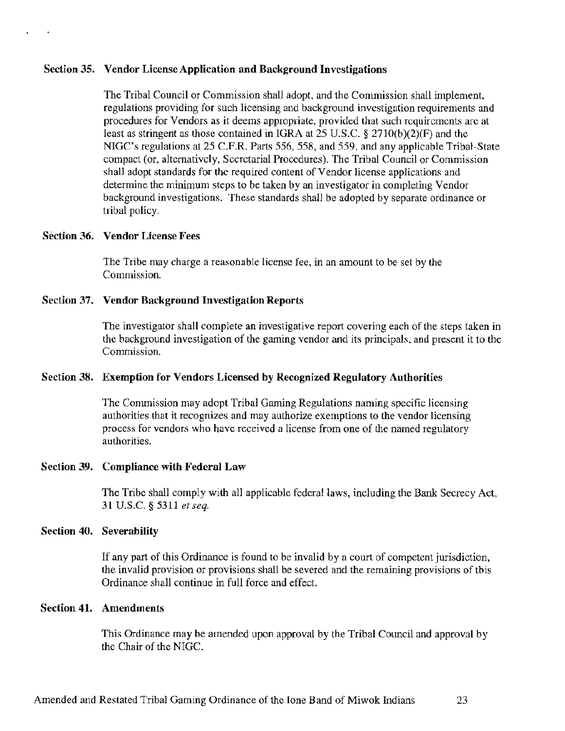### Section 35. Vendor License Application and Background Investigations

The Tribal Council or Commission shall adopt, and the Commission shall implement, regulations providing for such licensing and background investigation requirements and procedures for Vendors as it deems appropriate, provided that such requirements are at least as stringent as those contained in IGRA at 25 U.S.C. § 2710(b)(2)(F) and the NIGC's regulations at 25 C.F.R. Parts 556, 558, and 559, and any applicable Tribal-State compact (or, alternatively, Secretarial Procedures). The Tribal Council or Commission shall adopt standards for the required content of Vendor license applications and determine the minimum steps to be taken by an investigator in completing Vendor background investigations. These standards shall be adopted by separate ordinance or tribal policy.

### Section 36. Vendor License Fees

The Tribe may charge a reasonable license fee, in an amount to be set by the Commission.

### Section 37. Vendor Background Investigation Reports

The investigator shall complete an investigative report covering each of the steps taken in the background investigation of the gaming vendor and its principals, and present it to the Commission.

### Section 38. Exemption for Vendors Licensed by Recognized Regulatory Authorities

The Commission may adopt Tribal Gaming Regulations naming specific licensing authorities that it recognizes and may authorize exemptions to the vendor licensing process for vendors who have received a license from one of the named regulatory authorities.

### Section 39. Compliance with Federal Law

The Tribe shall comply with all applicable federal laws, including the Bank Secrecy Act, 31 U.S.C. § 5311 *et seq.*

### Section 40. Severability

If any part of this Ordinance is found to be invalid by a court of competent jurisdiction, the invalid provision or provisions shall be severed and the remaining provisions of this Ordinance shall continue in full force and effect.

### Section 41. Amendments

This Ordinance may be amended upon approval by the Tribal Council and approval by the Chair of the NIGC.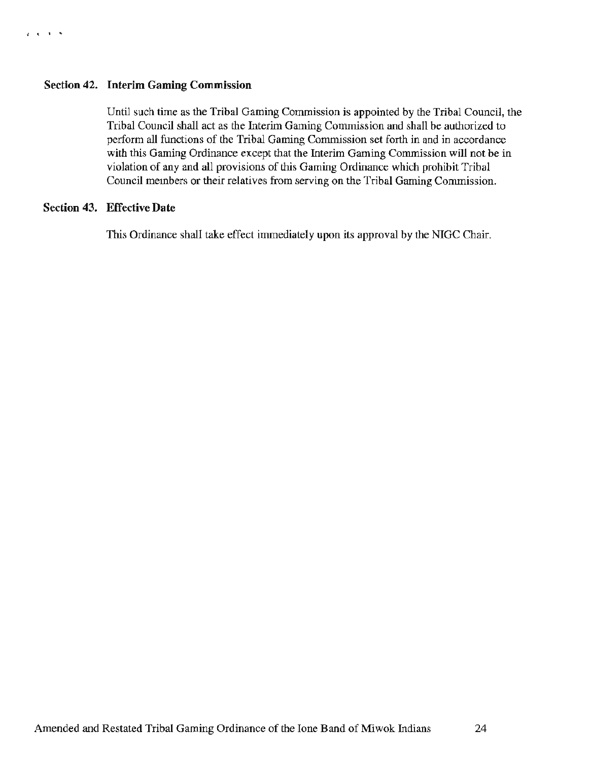### Section 42. Interim Gaming Commission

Until such time as the Tribal Gaming Commission is appointed by the Tribal Council, the Tribal Council shall act as the Interim Gaming Commission and shall be authorized to perform all functions of the Tribal Gaming Commission set forth in and in accordance with this Gaming Ordinance except that the Interim Gaming Commission will not be in violation of any and all provisions of this Gaming Ordinance which prohibit Tribal Council members or their relatives from serving on the Tribal Gaming Commission.

### Section 43. Effective Date

This Ordinance shall take effect immediately upon its approval by the NIGC Chair.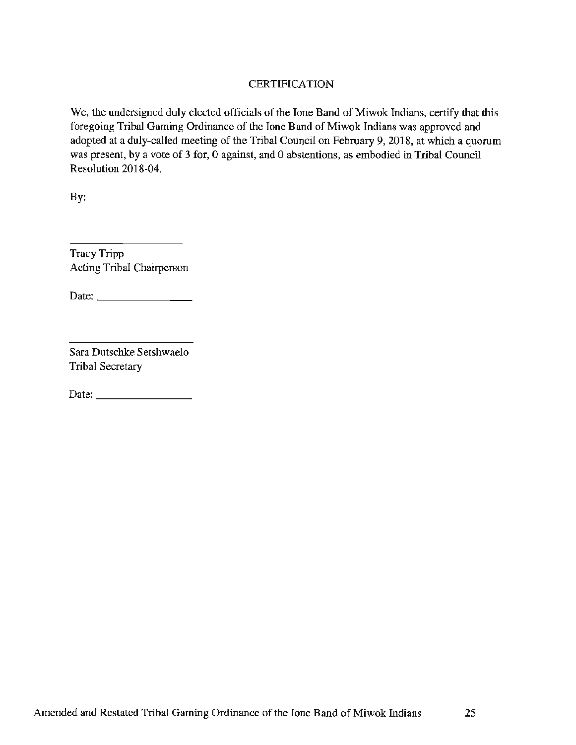## CERTIFICATION

We, the undersigned duly elected officials of the Ione Band of Miwok Indians, certify that this foregoing Tribal Gaming Ordinance of the Ione Band of Miwok Indians was approved and adopted at a duly-called meeting of the Tribal Council on February 9, 2018, at which a quorum was present, by a vote of 3 for, 0 against, and 0 abstentions, as embodied in Tribal Council Resolution 2018-04.

By:

\_\_\_\_\_\_\_\_\_\_\_\_\_\_\_\_\_\_\_\_

Tracy Tripp
Acting Tribal Chairperson

Date: \_\_\_\_\_\_\_\_\_\_\_\_\_\_\_\_

\_\_\_\_\_\_\_\_\_\_\_\_\_\_\_\_\_\_\_\_

Sara Dutschke Setshwaelo
Tribal Secretary

Date: \_\_\_\_\_\_\_\_\_\_\_\_\_\_\_\_